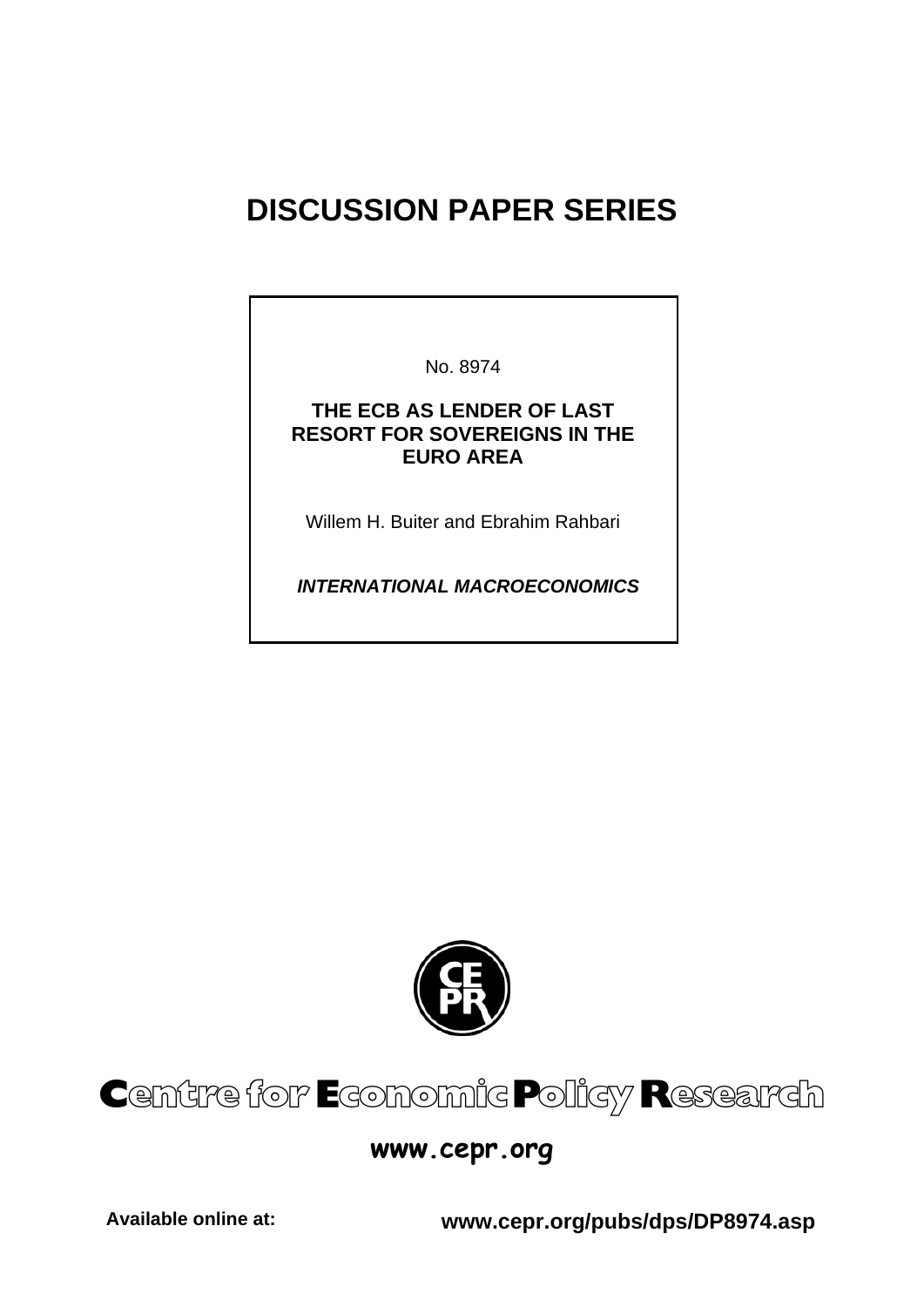# DISCUSSION PAPER SERIES

No. 8974

**THE ECB AS LENDER OF LAST RESORT FOR SOVEREIGNS IN THE EURO AREA**

Willem H. Buiter and Ebrahim Rahbari

***INTERNATIONAL MACROECONOMICS***

Centre for Economic Policy Research

**www.cepr.org**

**Available online at:** **www.cepr.org/pubs/dps/DP8974.asp**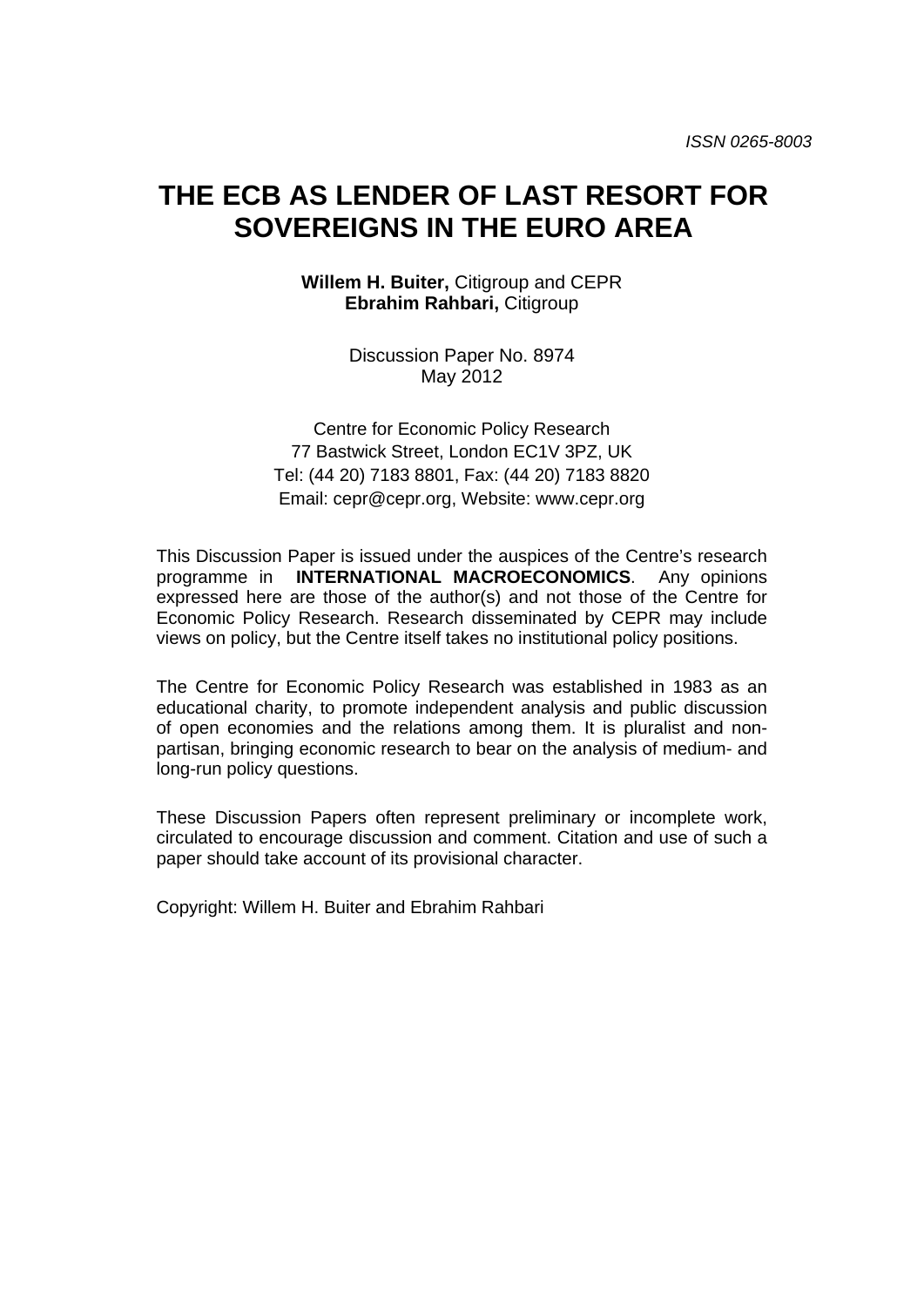*ISSN 0265-8003*

# THE ECB AS LENDER OF LAST RESORT FOR SOVEREIGNS IN THE EURO AREA

**Willem H. Buiter,** Citigroup and CEPR
**Ebrahim Rahbari,** Citigroup

Discussion Paper No. 8974
May 2012

Centre for Economic Policy Research
77 Bastwick Street, London EC1V 3PZ, UK
Tel: (44 20) 7183 8801, Fax: (44 20) 7183 8820
Email: cepr@cepr.org, Website: www.cepr.org

This Discussion Paper is issued under the auspices of the Centre's research programme in **INTERNATIONAL MACROECONOMICS**. Any opinions expressed here are those of the author(s) and not those of the Centre for Economic Policy Research. Research disseminated by CEPR may include views on policy, but the Centre itself takes no institutional policy positions.

The Centre for Economic Policy Research was established in 1983 as an educational charity, to promote independent analysis and public discussion of open economies and the relations among them. It is pluralist and non-partisan, bringing economic research to bear on the analysis of medium- and long-run policy questions.

These Discussion Papers often represent preliminary or incomplete work, circulated to encourage discussion and comment. Citation and use of such a paper should take account of its provisional character.

Copyright: Willem H. Buiter and Ebrahim Rahbari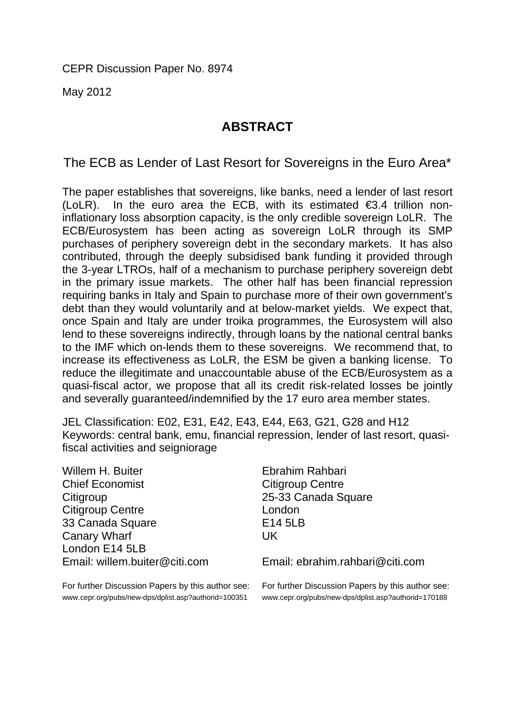CEPR Discussion Paper No. 8974

May 2012

## ABSTRACT

The ECB as Lender of Last Resort for Sovereigns in the Euro Area*

The paper establishes that sovereigns, like banks, need a lender of last resort (LoLR). In the euro area the ECB, with its estimated €3.4 trillion non-inflationary loss absorption capacity, is the only credible sovereign LoLR. The ECB/Eurosystem has been acting as sovereign LoLR through its SMP purchases of periphery sovereign debt in the secondary markets. It has also contributed, through the deeply subsidised bank funding it provided through the 3-year LTROs, half of a mechanism to purchase periphery sovereign debt in the primary issue markets. The other half has been financial repression requiring banks in Italy and Spain to purchase more of their own government's debt than they would voluntarily and at below-market yields. We expect that, once Spain and Italy are under troika programmes, the Eurosystem will also lend to these sovereigns indirectly, through loans by the national central banks to the IMF which on-lends them to these sovereigns. We recommend that, to increase its effectiveness as LoLR, the ESM be given a banking license. To reduce the illegitimate and unaccountable abuse of the ECB/Eurosystem as a quasi-fiscal actor, we propose that all its credit risk-related losses be jointly and severally guaranteed/indemnified by the 17 euro area member states.

JEL Classification: E02, E31, E42, E43, E44, E63, G21, G28 and H12
Keywords: central bank, emu, financial repression, lender of last resort, quasi-fiscal activities and seigniorage

Willem H. Buiter
Chief Economist
Citigroup
Citigroup Centre
33 Canada Square
Canary Wharf
London E14 5LB
Email: willem.buiter@citi.com

For further Discussion Papers by this author see:
www.cepr.org/pubs/new-dps/dplist.asp?authorid=100351

Ebrahim Rahbari
Citigroup Centre
25-33 Canada Square
London
E14 5LB
UK

Email: ebrahim.rahbari@citi.com

For further Discussion Papers by this author see:
www.cepr.org/pubs/new-dps/dplist.asp?authorid=170188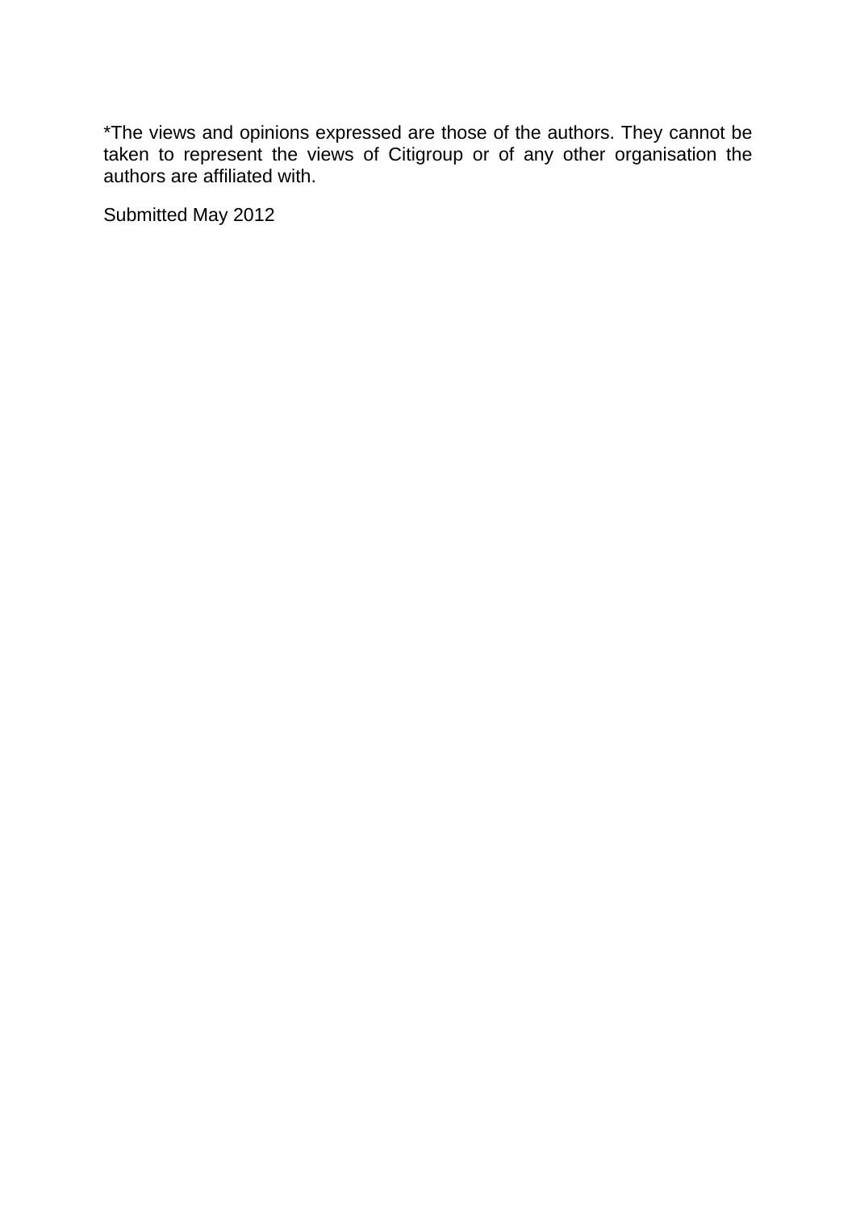*The views and opinions expressed are those of the authors. They cannot be taken to represent the views of Citigroup or of any other organisation the authors are affiliated with.

Submitted May 2012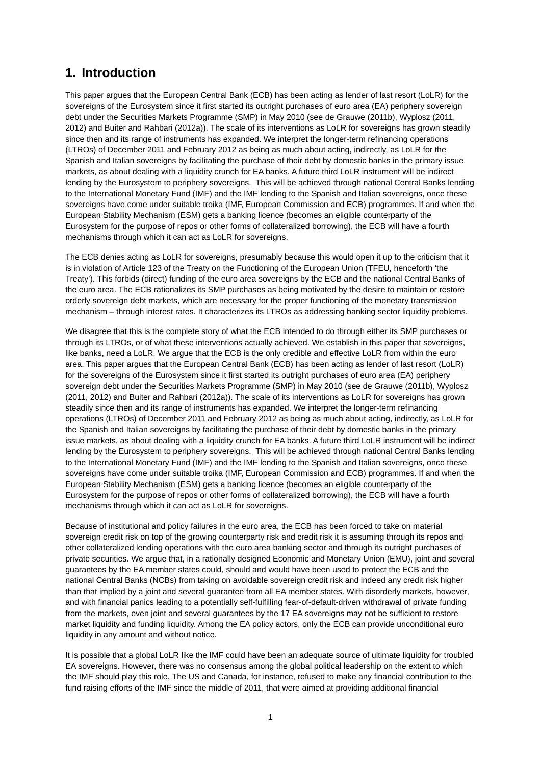# 1. Introduction

This paper argues that the European Central Bank (ECB) has been acting as lender of last resort (LoLR) for the sovereigns of the Eurosystem since it first started its outright purchases of euro area (EA) periphery sovereign debt under the Securities Markets Programme (SMP) in May 2010 (see de Grauwe (2011b), Wyplosz (2011, 2012) and Buiter and Rahbari (2012a)). The scale of its interventions as LoLR for sovereigns has grown steadily since then and its range of instruments has expanded. We interpret the longer-term refinancing operations (LTROs) of December 2011 and February 2012 as being as much about acting, indirectly, as LoLR for the Spanish and Italian sovereigns by facilitating the purchase of their debt by domestic banks in the primary issue markets, as about dealing with a liquidity crunch for EA banks. A future third LoLR instrument will be indirect lending by the Eurosystem to periphery sovereigns. This will be achieved through national Central Banks lending to the International Monetary Fund (IMF) and the IMF lending to the Spanish and Italian sovereigns, once these sovereigns have come under suitable troika (IMF, European Commission and ECB) programmes. If and when the European Stability Mechanism (ESM) gets a banking licence (becomes an eligible counterparty of the Eurosystem for the purpose of repos or other forms of collateralized borrowing), the ECB will have a fourth mechanisms through which it can act as LoLR for sovereigns.

The ECB denies acting as LoLR for sovereigns, presumably because this would open it up to the criticism that it is in violation of Article 123 of the Treaty on the Functioning of the European Union (TFEU, henceforth 'the Treaty'). This forbids (direct) funding of the euro area sovereigns by the ECB and the national Central Banks of the euro area. The ECB rationalizes its SMP purchases as being motivated by the desire to maintain or restore orderly sovereign debt markets, which are necessary for the proper functioning of the monetary transmission mechanism – through interest rates. It characterizes its LTROs as addressing banking sector liquidity problems.

We disagree that this is the complete story of what the ECB intended to do through either its SMP purchases or through its LTROs, or of what these interventions actually achieved. We establish in this paper that sovereigns, like banks, need a LoLR. We argue that the ECB is the only credible and effective LoLR from within the euro area. This paper argues that the European Central Bank (ECB) has been acting as lender of last resort (LoLR) for the sovereigns of the Eurosystem since it first started its outright purchases of euro area (EA) periphery sovereign debt under the Securities Markets Programme (SMP) in May 2010 (see de Grauwe (2011b), Wyplosz (2011, 2012) and Buiter and Rahbari (2012a)). The scale of its interventions as LoLR for sovereigns has grown steadily since then and its range of instruments has expanded. We interpret the longer-term refinancing operations (LTROs) of December 2011 and February 2012 as being as much about acting, indirectly, as LoLR for the Spanish and Italian sovereigns by facilitating the purchase of their debt by domestic banks in the primary issue markets, as about dealing with a liquidity crunch for EA banks. A future third LoLR instrument will be indirect lending by the Eurosystem to periphery sovereigns. This will be achieved through national Central Banks lending to the International Monetary Fund (IMF) and the IMF lending to the Spanish and Italian sovereigns, once these sovereigns have come under suitable troika (IMF, European Commission and ECB) programmes. If and when the European Stability Mechanism (ESM) gets a banking licence (becomes an eligible counterparty of the Eurosystem for the purpose of repos or other forms of collateralized borrowing), the ECB will have a fourth mechanisms through which it can act as LoLR for sovereigns.

Because of institutional and policy failures in the euro area, the ECB has been forced to take on material sovereign credit risk on top of the growing counterparty risk and credit risk it is assuming through its repos and other collateralized lending operations with the euro area banking sector and through its outright purchases of private securities. We argue that, in a rationally designed Economic and Monetary Union (EMU), joint and several guarantees by the EA member states could, should and would have been used to protect the ECB and the national Central Banks (NCBs) from taking on avoidable sovereign credit risk and indeed any credit risk higher than that implied by a joint and several guarantee from all EA member states. With disorderly markets, however, and with financial panics leading to a potentially self-fulfilling fear-of-default-driven withdrawal of private funding from the markets, even joint and several guarantees by the 17 EA sovereigns may not be sufficient to restore market liquidity and funding liquidity. Among the EA policy actors, only the ECB can provide unconditional euro liquidity in any amount and without notice.

It is possible that a global LoLR like the IMF could have been an adequate source of ultimate liquidity for troubled EA sovereigns. However, there was no consensus among the global political leadership on the extent to which the IMF should play this role. The US and Canada, for instance, refused to make any financial contribution to the fund raising efforts of the IMF since the middle of 2011, that were aimed at providing additional financial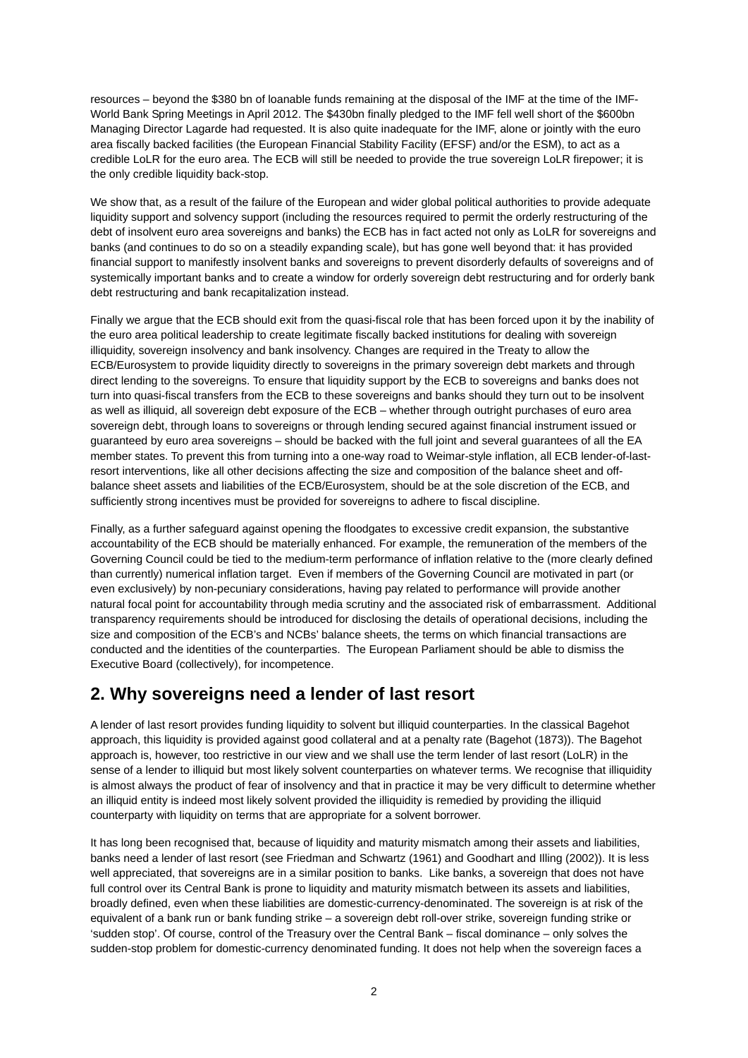resources – beyond the $380 bn of loanable funds remaining at the disposal of the IMF at the time of the IMF-World Bank Spring Meetings in April 2012. The $430bn finally pledged to the IMF fell well short of the $600bn Managing Director Lagarde had requested. It is also quite inadequate for the IMF, alone or jointly with the euro area fiscally backed facilities (the European Financial Stability Facility (EFSF) and/or the ESM), to act as a credible LoLR for the euro area. The ECB will still be needed to provide the true sovereign LoLR firepower; it is the only credible liquidity back-stop.

We show that, as a result of the failure of the European and wider global political authorities to provide adequate liquidity support and solvency support (including the resources required to permit the orderly restructuring of the debt of insolvent euro area sovereigns and banks) the ECB has in fact acted not only as LoLR for sovereigns and banks (and continues to do so on a steadily expanding scale), but has gone well beyond that: it has provided financial support to manifestly insolvent banks and sovereigns to prevent disorderly defaults of sovereigns and of systemically important banks and to create a window for orderly sovereign debt restructuring and for orderly bank debt restructuring and bank recapitalization instead.

Finally we argue that the ECB should exit from the quasi-fiscal role that has been forced upon it by the inability of the euro area political leadership to create legitimate fiscally backed institutions for dealing with sovereign illiquidity, sovereign insolvency and bank insolvency. Changes are required in the Treaty to allow the ECB/Eurosystem to provide liquidity directly to sovereigns in the primary sovereign debt markets and through direct lending to the sovereigns. To ensure that liquidity support by the ECB to sovereigns and banks does not turn into quasi-fiscal transfers from the ECB to these sovereigns and banks should they turn out to be insolvent as well as illiquid, all sovereign debt exposure of the ECB – whether through outright purchases of euro area sovereign debt, through loans to sovereigns or through lending secured against financial instrument issued or guaranteed by euro area sovereigns – should be backed with the full joint and several guarantees of all the EA member states. To prevent this from turning into a one-way road to Weimar-style inflation, all ECB lender-of-last-resort interventions, like all other decisions affecting the size and composition of the balance sheet and off-balance sheet assets and liabilities of the ECB/Eurosystem, should be at the sole discretion of the ECB, and sufficiently strong incentives must be provided for sovereigns to adhere to fiscal discipline.

Finally, as a further safeguard against opening the floodgates to excessive credit expansion, the substantive accountability of the ECB should be materially enhanced. For example, the remuneration of the members of the Governing Council could be tied to the medium-term performance of inflation relative to the (more clearly defined than currently) numerical inflation target. Even if members of the Governing Council are motivated in part (or even exclusively) by non-pecuniary considerations, having pay related to performance will provide another natural focal point for accountability through media scrutiny and the associated risk of embarrassment. Additional transparency requirements should be introduced for disclosing the details of operational decisions, including the size and composition of the ECB's and NCBs' balance sheets, the terms on which financial transactions are conducted and the identities of the counterparties. The European Parliament should be able to dismiss the Executive Board (collectively), for incompetence.

## 2. Why sovereigns need a lender of last resort

A lender of last resort provides funding liquidity to solvent but illiquid counterparties. In the classical Bagehot approach, this liquidity is provided against good collateral and at a penalty rate (Bagehot (1873)). The Bagehot approach is, however, too restrictive in our view and we shall use the term lender of last resort (LoLR) in the sense of a lender to illiquid but most likely solvent counterparties on whatever terms. We recognise that illiquidity is almost always the product of fear of insolvency and that in practice it may be very difficult to determine whether an illiquid entity is indeed most likely solvent provided the illiquidity is remedied by providing the illiquid counterparty with liquidity on terms that are appropriate for a solvent borrower.

It has long been recognised that, because of liquidity and maturity mismatch among their assets and liabilities, banks need a lender of last resort (see Friedman and Schwartz (1961) and Goodhart and Illing (2002)). It is less well appreciated, that sovereigns are in a similar position to banks. Like banks, a sovereign that does not have full control over its Central Bank is prone to liquidity and maturity mismatch between its assets and liabilities, broadly defined, even when these liabilities are domestic-currency-denominated. The sovereign is at risk of the equivalent of a bank run or bank funding strike – a sovereign debt roll-over strike, sovereign funding strike or 'sudden stop'. Of course, control of the Treasury over the Central Bank – fiscal dominance – only solves the sudden-stop problem for domestic-currency denominated funding. It does not help when the sovereign faces a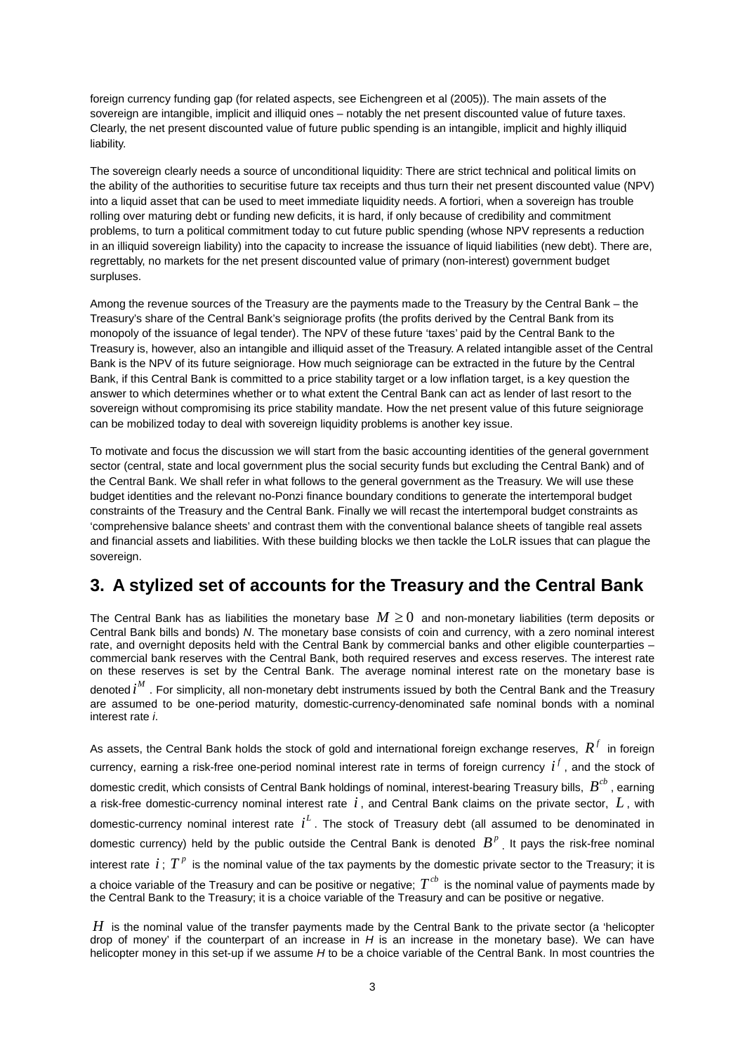foreign currency funding gap (for related aspects, see Eichengreen et al (2005)). The main assets of the sovereign are intangible, implicit and illiquid ones – notably the net present discounted value of future taxes. Clearly, the net present discounted value of future public spending is an intangible, implicit and highly illiquid liability.

The sovereign clearly needs a source of unconditional liquidity: There are strict technical and political limits on the ability of the authorities to securitise future tax receipts and thus turn their net present discounted value (NPV) into a liquid asset that can be used to meet immediate liquidity needs. A fortiori, when a sovereign has trouble rolling over maturing debt or funding new deficits, it is hard, if only because of credibility and commitment problems, to turn a political commitment today to cut future public spending (whose NPV represents a reduction in an illiquid sovereign liability) into the capacity to increase the issuance of liquid liabilities (new debt). There are, regrettably, no markets for the net present discounted value of primary (non-interest) government budget surpluses.

Among the revenue sources of the Treasury are the payments made to the Treasury by the Central Bank – the Treasury's share of the Central Bank's seigniorage profits (the profits derived by the Central Bank from its monopoly of the issuance of legal tender). The NPV of these future 'taxes' paid by the Central Bank to the Treasury is, however, also an intangible and illiquid asset of the Treasury. A related intangible asset of the Central Bank is the NPV of its future seigniorage. How much seigniorage can be extracted in the future by the Central Bank, if this Central Bank is committed to a price stability target or a low inflation target, is a key question the answer to which determines whether or to what extent the Central Bank can act as lender of last resort to the sovereign without compromising its price stability mandate. How the net present value of this future seigniorage can be mobilized today to deal with sovereign liquidity problems is another key issue.

To motivate and focus the discussion we will start from the basic accounting identities of the general government sector (central, state and local government plus the social security funds but excluding the Central Bank) and of the Central Bank. We shall refer in what follows to the general government as the Treasury. We will use these budget identities and the relevant no-Ponzi finance boundary conditions to generate the intertemporal budget constraints of the Treasury and the Central Bank. Finally we will recast the intertemporal budget constraints as 'comprehensive balance sheets' and contrast them with the conventional balance sheets of tangible real assets and financial assets and liabilities. With these building blocks we then tackle the LoLR issues that can plague the sovereign.

## 3. A stylized set of accounts for the Treasury and the Central Bank

The Central Bank has as liabilities the monetary base $M \geq 0$ and non-monetary liabilities (term deposits or Central Bank bills and bonds) $N$. The monetary base consists of coin and currency, with a zero nominal interest rate, and overnight deposits held with the Central Bank by commercial banks and other eligible counterparties – commercial bank reserves with the Central Bank, both required reserves and excess reserves. The interest rate on these reserves is set by the Central Bank. The average nominal interest rate on the monetary base is denoted $i^M$. For simplicity, all non-monetary debt instruments issued by both the Central Bank and the Treasury are assumed to be one-period maturity, domestic-currency-denominated safe nominal bonds with a nominal interest rate $i$.

As assets, the Central Bank holds the stock of gold and international foreign exchange reserves, $R^f$ in foreign currency, earning a risk-free one-period nominal interest rate in terms of foreign currency $i^f$, and the stock of domestic credit, which consists of Central Bank holdings of nominal, interest-bearing Treasury bills, $B^{cb}$, earning a risk-free domestic-currency nominal interest rate $i$, and Central Bank claims on the private sector, $L$, with domestic-currency nominal interest rate $i^L$. The stock of Treasury debt (all assumed to be denominated in domestic currency) held by the public outside the Central Bank is denoted $B^p$. It pays the risk-free nominal interest rate $i$; $T^p$ is the nominal value of the tax payments by the domestic private sector to the Treasury; it is a choice variable of the Treasury and can be positive or negative; $T^{cb}$ is the nominal value of payments made by the Central Bank to the Treasury; it is a choice variable of the Treasury and can be positive or negative.

$H$ is the nominal value of the transfer payments made by the Central Bank to the private sector (a 'helicopter drop of money' if the counterpart of an increase in $H$ is an increase in the monetary base). We can have helicopter money in this set-up if we assume $H$ to be a choice variable of the Central Bank. In most countries the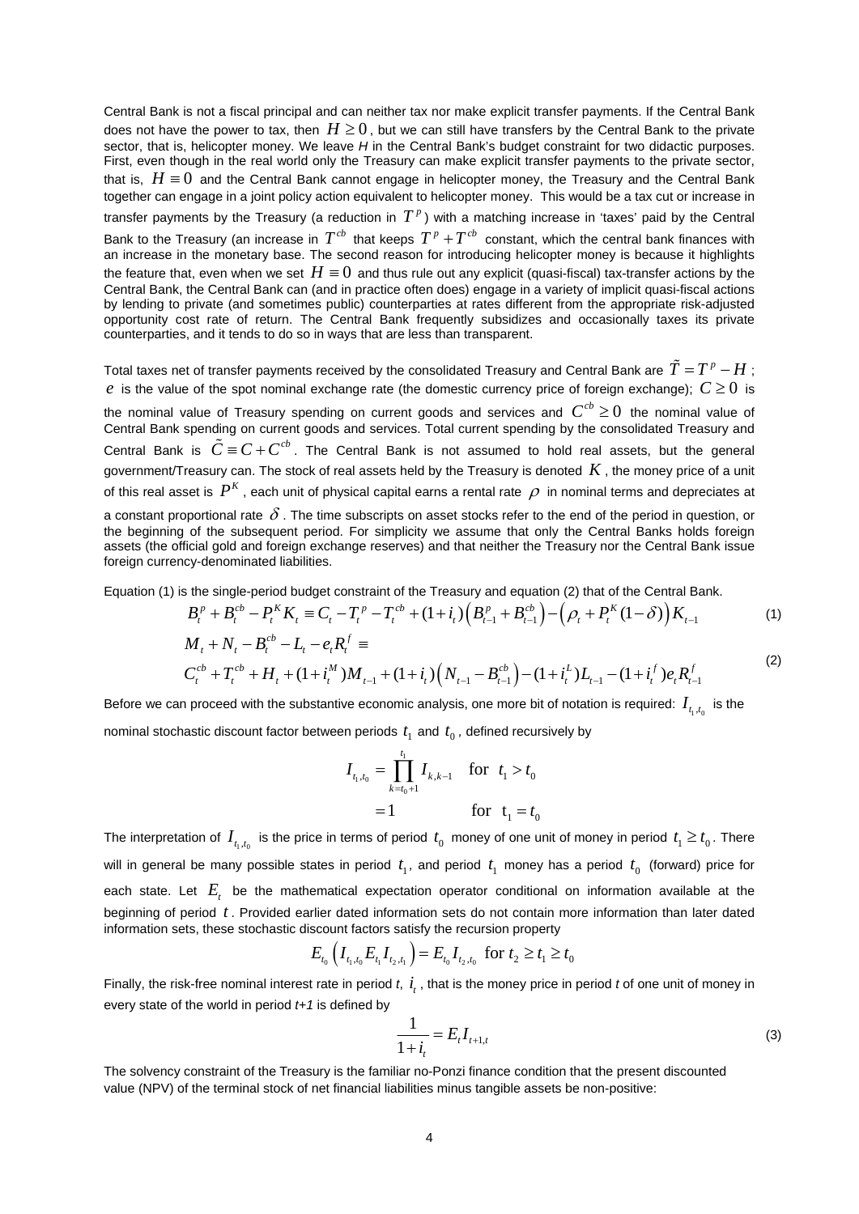Central Bank is not a fiscal principal and can neither tax nor make explicit transfer payments. If the Central Bank does not have the power to tax, then $H \geq 0$, but we can still have transfers by the Central Bank to the private sector, that is, helicopter money. We leave *H* in the Central Bank's budget constraint for two didactic purposes. First, even though in the real world only the Treasury can make explicit transfer payments to the private sector, that is, $H \equiv 0$ and the Central Bank cannot engage in helicopter money, the Treasury and the Central Bank together can engage in a joint policy action equivalent to helicopter money. This would be a tax cut or increase in transfer payments by the Treasury (a reduction in $T^p$) with a matching increase in 'taxes' paid by the Central Bank to the Treasury (an increase in $T^{cb}$ that keeps $T^p + T^{cb}$ constant, which the central bank finances with an increase in the monetary base. The second reason for introducing helicopter money is because it highlights the feature that, even when we set $H \equiv 0$ and thus rule out any explicit (quasi-fiscal) tax-transfer actions by the Central Bank, the Central Bank can (and in practice often does) engage in a variety of implicit quasi-fiscal actions by lending to private (and sometimes public) counterparties at rates different from the appropriate risk-adjusted opportunity cost rate of return. The Central Bank frequently subsidizes and occasionally taxes its private counterparties, and it tends to do so in ways that are less than transparent.

Total taxes net of transfer payments received by the consolidated Treasury and Central Bank are $\tilde{T} = T^p - H$; $e$ is the value of the spot nominal exchange rate (the domestic currency price of foreign exchange); $C \geq 0$ is the nominal value of Treasury spending on current goods and services and $C^{cb} \geq 0$ the nominal value of Central Bank spending on current goods and services. Total current spending by the consolidated Treasury and Central Bank is $\tilde{C} \equiv C + C^{cb}$. The Central Bank is not assumed to hold real assets, but the general government/Treasury can. The stock of real assets held by the Treasury is denoted $K$, the money price of a unit of this real asset is $P^K$, each unit of physical capital earns a rental rate $\rho$ in nominal terms and depreciates at a constant proportional rate $\delta$. The time subscripts on asset stocks refer to the end of the period in question, or the beginning of the subsequent period. For simplicity we assume that only the Central Banks holds foreign assets (the official gold and foreign exchange reserves) and that neither the Treasury nor the Central Bank issue foreign currency-denominated liabilities.

Equation (1) is the single-period budget constraint of the Treasury and equation (2) that of the Central Bank.

$$B_t^p + B_t^{cb} - P_t^K K_t \equiv C_t - T_t^p - T_t^{cb} + (1+i_t)\left(B_{t-1}^p + B_{t-1}^{cb}\right) - \left(\rho_t + P_t^K(1-\delta)\right)K_{t-1} \tag{1}$$

$$\begin{aligned} &M_t + N_t - B_t^{cb} - L_t - e_t R_t^f \equiv \\ &C_t^{cb} + T_t^{cb} + H_t + (1+i_t^M)M_{t-1} + (1+i_t)\left(N_{t-1} - B_{t-1}^{cb}\right) - (1+i_t^L)L_{t-1} - (1+i_t^f)e_t R_{t-1}^f \end{aligned} \tag{2}$$

Before we can proceed with the substantive economic analysis, one more bit of notation is required: $I_{t_1,t_0}$ is the nominal stochastic discount factor between periods $t_1$ and $t_0$, defined recursively by

$$\begin{aligned} I_{t_1,t_0} &= \prod_{k=t_0+1}^{t_1} I_{k,k-1} \quad \text{for} \;\; t_1 > t_0 \\ &= 1 \qquad\qquad\quad\;\; \text{for} \;\; t_1 = t_0 \end{aligned}$$

The interpretation of $I_{t_1,t_0}$ is the price in terms of period $t_0$ money of one unit of money in period $t_1 \geq t_0$. There will in general be many possible states in period $t_1$, and period $t_1$ money has a period $t_0$ (forward) price for each state. Let $E_t$ be the mathematical expectation operator conditional on information available at the beginning of period $t$. Provided earlier dated information sets do not contain more information than later dated information sets, these stochastic discount factors satisfy the recursion property

$$E_{t_0}\left(I_{t_1,t_0} E_{t_1} I_{t_2,t_1}\right) = E_{t_0} I_{t_2,t_0} \;\; \text{for} \; t_2 \geq t_1 \geq t_0$$

Finally, the risk-free nominal interest rate in period *t*, $i_t$, that is the money price in period *t* of one unit of money in every state of the world in period *t+1* is defined by

$$\frac{1}{1+i_t} = E_t I_{t+1,t} \tag{3}$$

The solvency constraint of the Treasury is the familiar no-Ponzi finance condition that the present discounted value (NPV) of the terminal stock of net financial liabilities minus tangible assets be non-positive: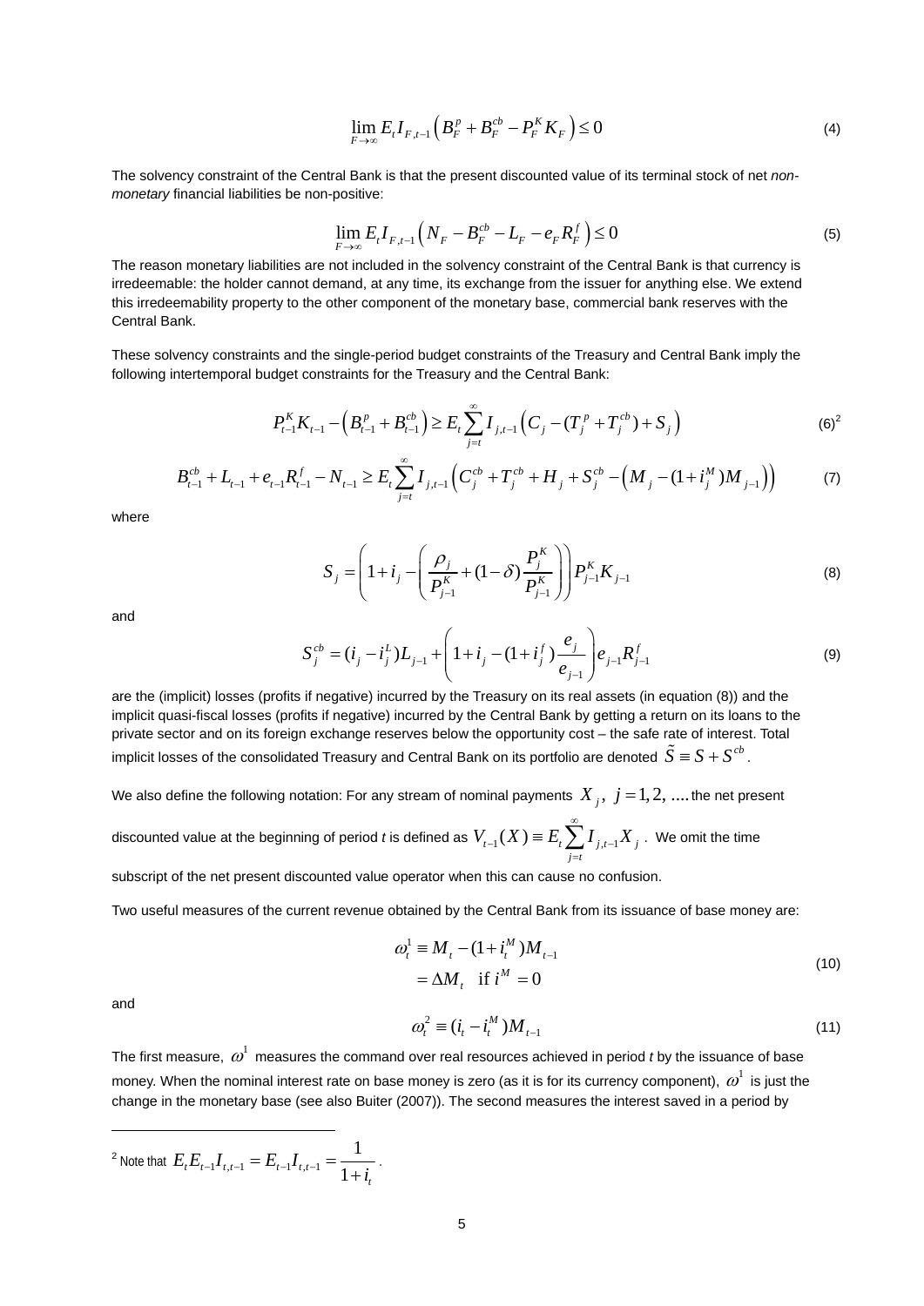$$\lim_{F \to \infty} E_t I_{F,t-1} \left( B_F^p + B_F^{cb} - P_F^K K_F \right) \leq 0 \tag{4}$$

The solvency constraint of the Central Bank is that the present discounted value of its terminal stock of net *non-monetary* financial liabilities be non-positive:

$$\lim_{F \to \infty} E_t I_{F,t-1} \left( N_F - B_F^{cb} - L_F - e_F R_F^f \right) \leq 0 \tag{5}$$

The reason monetary liabilities are not included in the solvency constraint of the Central Bank is that currency is irredeemable: the holder cannot demand, at any time, its exchange from the issuer for anything else. We extend this irredeemability property to the other component of the monetary base, commercial bank reserves with the Central Bank.

These solvency constraints and the single-period budget constraints of the Treasury and Central Bank imply the following intertemporal budget constraints for the Treasury and the Central Bank:

$$P_{t-1}^K K_{t-1} - \left( B_{t-1}^p + B_{t-1}^{cb} \right) \geq E_t \sum_{j=t}^{\infty} I_{j,t-1} \left( C_j - (T_j^p + T_j^{cb}) + S_j \right) \tag{6}$$[2]

$$B_{t-1}^{cb} + L_{t-1} + e_{t-1} R_{t-1}^f - N_{t-1} \geq E_t \sum_{j=t}^{\infty} I_{j,t-1} \left( C_j^{cb} + T_j^{cb} + H_j + S_j^{cb} - \left( M_j - (1+i_j^M) M_{j-1} \right) \right) \tag{7}$$

where

$$S_j = \left( 1 + i_j - \left( \frac{\rho_j}{P_{j-1}^K} + (1-\delta) \frac{P_j^K}{P_{j-1}^K} \right) \right) P_{j-1}^K K_{j-1} \tag{8}$$

and

$$S_j^{cb} = (i_j - i_j^L) L_{j-1} + \left( 1 + i_j - (1+i_j^f) \frac{e_j}{e_{j-1}} \right) e_{j-1} R_{j-1}^f \tag{9}$$

are the (implicit) losses (profits if negative) incurred by the Treasury on its real assets (in equation (8)) and the implicit quasi-fiscal losses (profits if negative) incurred by the Central Bank by getting a return on its loans to the private sector and on its foreign exchange reserves below the opportunity cost – the safe rate of interest. Total implicit losses of the consolidated Treasury and Central Bank on its portfolio are denoted $\tilde{S} \equiv S + S^{cb}$.

We also define the following notation: For any stream of nominal payments $X_j, \; j = 1, 2, \ldots$ the net present discounted value at the beginning of period *t* is defined as $V_{t-1}(X) \equiv E_t \sum_{j=t}^{\infty} I_{j,t-1} X_j$. We omit the time subscript of the net present discounted value operator when this can cause no confusion.

Two useful measures of the current revenue obtained by the Central Bank from its issuance of base money are:

$$\begin{aligned} \omega_t^1 &\equiv M_t - (1+i_t^M) M_{t-1} \\ &= \Delta M_t \quad \text{if } i^M = 0 \end{aligned} \tag{10}$$

and

$$\omega_t^2 \equiv (i_t - i_t^M) M_{t-1} \tag{11}$$

The first measure, $\omega^1$ measures the command over real resources achieved in period *t* by the issuance of base money. When the nominal interest rate on base money is zero (as it is for its currency component), $\omega^1$ is just the change in the monetary base (see also Buiter (2007)). The second measures the interest saved in a period by

---

[2] Note that $E_t E_{t-1} I_{t,t-1} = E_{t-1} I_{t,t-1} = \frac{1}{1+i_t}$.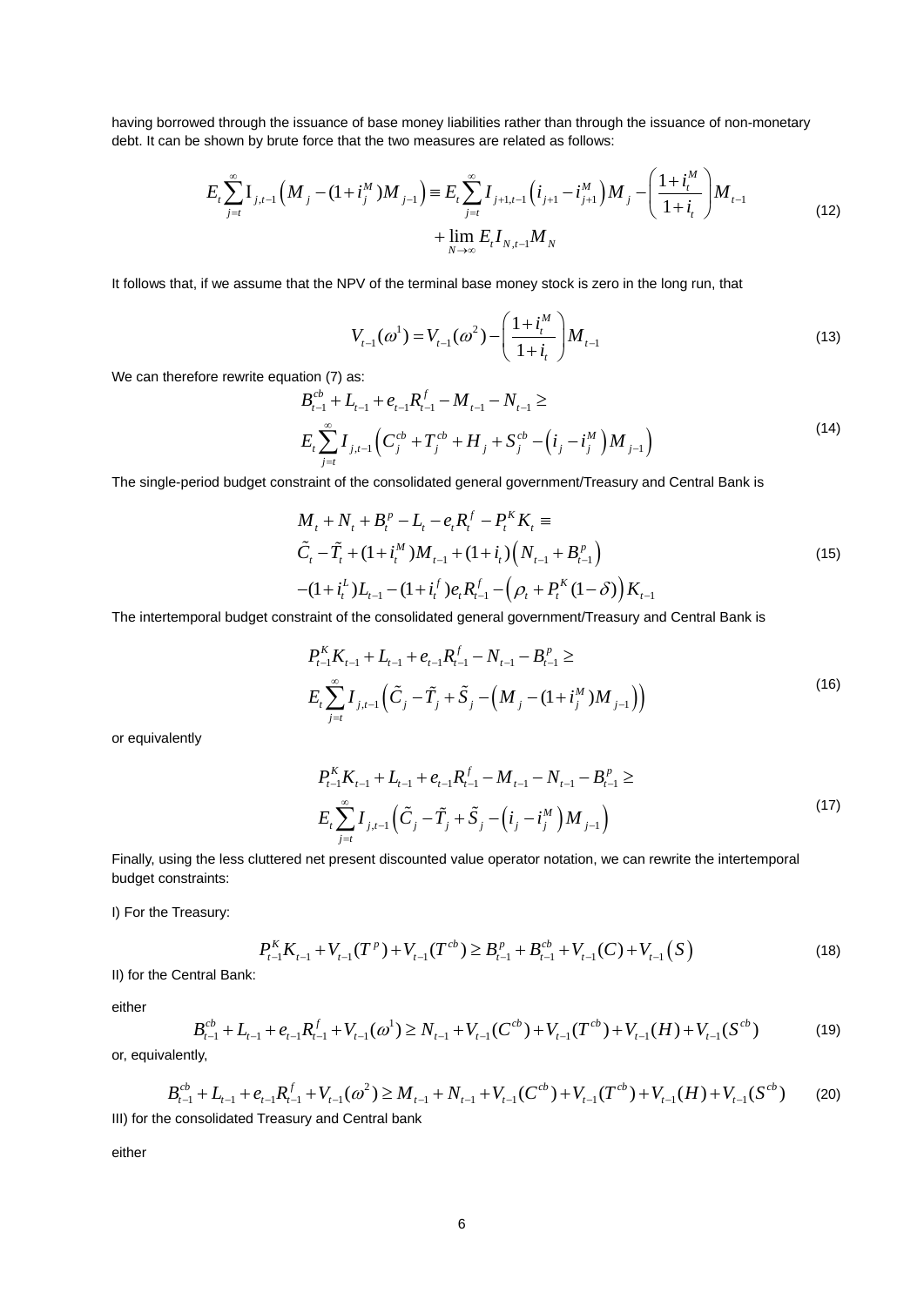having borrowed through the issuance of base money liabilities rather than through the issuance of non-monetary debt. It can be shown by brute force that the two measures are related as follows:

$$E_t \sum_{j=t}^{\infty} I_{j,t-1}\left(M_j - (1+i_j^M)M_{j-1}\right) \equiv E_t \sum_{j=t}^{\infty} I_{j+1,t-1}\left(i_{j+1} - i_{j+1}^M\right)M_j - \left(\frac{1+i_t^M}{1+i_t}\right)M_{t-1} + \lim_{N\to\infty} E_t I_{N,t-1} M_N \tag{12}$$

It follows that, if we assume that the NPV of the terminal base money stock is zero in the long run, that

$$V_{t-1}(\omega^1) = V_{t-1}(\omega^2) - \left(\frac{1+i_t^M}{1+i_t}\right)M_{t-1} \tag{13}$$

We can therefore rewrite equation (7) as:

$$\begin{aligned} &B_{t-1}^{cb} + L_{t-1} + e_{t-1}R_{t-1}^f - M_{t-1} - N_{t-1} \geq \\ &E_t \sum_{j=t}^{\infty} I_{j,t-1}\left(C_j^{cb} + T_j^{cb} + H_j + S_j^{cb} - \left(i_j - i_j^M\right)M_{j-1}\right) \end{aligned} \tag{14}$$

The single-period budget constraint of the consolidated general government/Treasury and Central Bank is

$$\begin{aligned} &M_t + N_t + B_t^p - L_t - e_t R_t^f - P_t^K K_t \equiv \\ &\tilde{C}_t - \tilde{T}_t + (1+i_t^M)M_{t-1} + (1+i_t)\left(N_{t-1} + B_{t-1}^p\right) \\ &-(1+i_t^L)L_{t-1} - (1+i_t^f)e_t R_{t-1}^f - \left(\rho_t + P_t^K(1-\delta)\right)K_{t-1} \end{aligned} \tag{15}$$

The intertemporal budget constraint of the consolidated general government/Treasury and Central Bank is

$$\begin{aligned} &P_{t-1}^K K_{t-1} + L_{t-1} + e_{t-1}R_{t-1}^f - N_{t-1} - B_{t-1}^p \geq \\ &E_t \sum_{j=t}^{\infty} I_{j,t-1}\left(\tilde{C}_j - \tilde{T}_j + \tilde{S}_j - \left(M_j - (1+i_j^M)M_{j-1}\right)\right) \end{aligned} \tag{16}$$

or equivalently

$$\begin{aligned} &P_{t-1}^K K_{t-1} + L_{t-1} + e_{t-1}R_{t-1}^f - M_{t-1} - N_{t-1} - B_{t-1}^p \geq \\ &E_t \sum_{j=t}^{\infty} I_{j,t-1}\left(\tilde{C}_j - \tilde{T}_j + \tilde{S}_j - \left(i_j - i_j^M\right)M_{j-1}\right) \end{aligned} \tag{17}$$

Finally, using the less cluttered net present discounted value operator notation, we can rewrite the intertemporal budget constraints:

I) For the Treasury:

$$P_{t-1}^K K_{t-1} + V_{t-1}(T^p) + V_{t-1}(T^{cb}) \geq B_{t-1}^p + B_{t-1}^{cb} + V_{t-1}(C) + V_{t-1}(S) \tag{18}$$

II) for the Central Bank:

either

$$B_{t-1}^{cb} + L_{t-1} + e_{t-1}R_{t-1}^f + V_{t-1}(\omega^1) \geq N_{t-1} + V_{t-1}(C^{cb}) + V_{t-1}(T^{cb}) + V_{t-1}(H) + V_{t-1}(S^{cb}) \tag{19}$$

or, equivalently,

$$B_{t-1}^{cb} + L_{t-1} + e_{t-1}R_{t-1}^f + V_{t-1}(\omega^2) \geq M_{t-1} + N_{t-1} + V_{t-1}(C^{cb}) + V_{t-1}(T^{cb}) + V_{t-1}(H) + V_{t-1}(S^{cb}) \tag{20}$$

III) for the consolidated Treasury and Central bank

either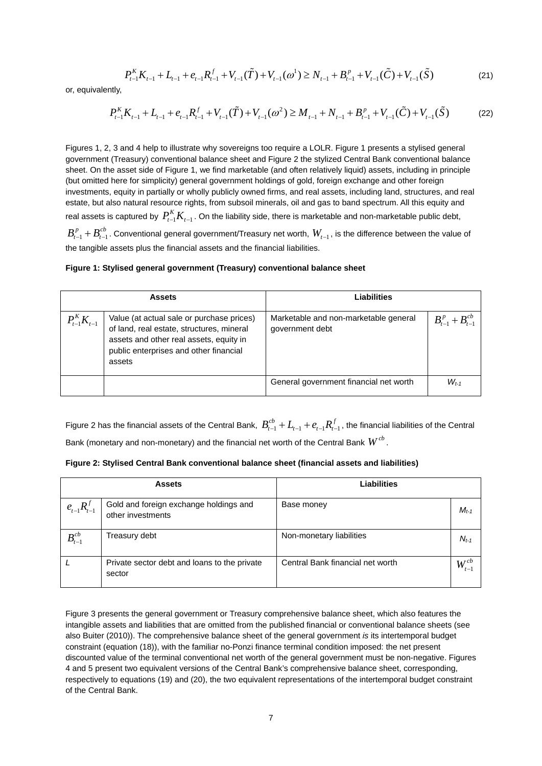$$P_{t-1}^{K}K_{t-1} + L_{t-1} + e_{t-1}R_{t-1}^{f} + V_{t-1}(\tilde{T}) + V_{t-1}(\omega^{1}) \geq N_{t-1} + B_{t-1}^{p} + V_{t-1}(\tilde{C}) + V_{t-1}(\tilde{S}) \tag{21}$$

or, equivalently,

$$P_{t-1}^{K}K_{t-1} + L_{t-1} + e_{t-1}R_{t-1}^{f} + V_{t-1}(\tilde{T}) + V_{t-1}(\omega^{2}) \geq M_{t-1} + N_{t-1} + B_{t-1}^{p} + V_{t-1}(\tilde{C}) + V_{t-1}(\tilde{S}) \tag{22}$$

Figures 1, 2, 3 and 4 help to illustrate why sovereigns too require a LOLR. Figure 1 presents a stylised general government (Treasury) conventional balance sheet and Figure 2 the stylized Central Bank conventional balance sheet. On the asset side of Figure 1, we find marketable (and often relatively liquid) assets, including in principle (but omitted here for simplicity) general government holdings of gold, foreign exchange and other foreign investments, equity in partially or wholly publicly owned firms, and real assets, including land, structures, and real estate, but also natural resource rights, from subsoil minerals, oil and gas to band spectrum. All this equity and real assets is captured by $P_{t-1}^{K}K_{t-1}$. On the liability side, there is marketable and non-marketable public debt, $B_{t-1}^{p} + B_{t-1}^{cb}$. Conventional general government/Treasury net worth, $W_{t-1}$, is the difference between the value of the tangible assets plus the financial assets and the financial liabilities.

**Figure 1: Stylised general government (Treasury) conventional balance sheet**

| Assets | | Liabilities | |
|---|---|---|---|
| $P_{t-1}^{K}K_{t-1}$ | Value (at actual sale or purchase prices) of land, real estate, structures, mineral assets and other real assets, equity in public enterprises and other financial assets | Marketable and non-marketable general government debt | $B_{t-1}^{p} + B_{t-1}^{cb}$ |
| | | General government financial net worth | $W_{t-1}$ |

Figure 2 has the financial assets of the Central Bank, $B_{t-1}^{cb} + L_{t-1} + e_{t-1}R_{t-1}^{f}$, the financial liabilities of the Central Bank (monetary and non-monetary) and the financial net worth of the Central Bank $W^{cb}$.

**Figure 2: Stylised Central Bank conventional balance sheet (financial assets and liabilities)**

| Assets | | Liabilities | |
|---|---|---|---|
| $e_{t-1}R_{t-1}^{f}$ | Gold and foreign exchange holdings and other investments | Base money | $M_{t-1}$ |
| $B_{t-1}^{cb}$ | Treasury debt | Non-monetary liabilities | $N_{t-1}$ |
| $L$ | Private sector debt and loans to the private sector | Central Bank financial net worth | $W_{t-1}^{cb}$ |

Figure 3 presents the general government or Treasury comprehensive balance sheet, which also features the intangible assets and liabilities that are omitted from the published financial or conventional balance sheets (see also Buiter (2010)). The comprehensive balance sheet of the general government *is* its intertemporal budget constraint (equation (18)), with the familiar no-Ponzi finance terminal condition imposed: the net present discounted value of the terminal conventional net worth of the general government must be non-negative. Figures 4 and 5 present two equivalent versions of the Central Bank's comprehensive balance sheet, corresponding, respectively to equations (19) and (20), the two equivalent representations of the intertemporal budget constraint of the Central Bank.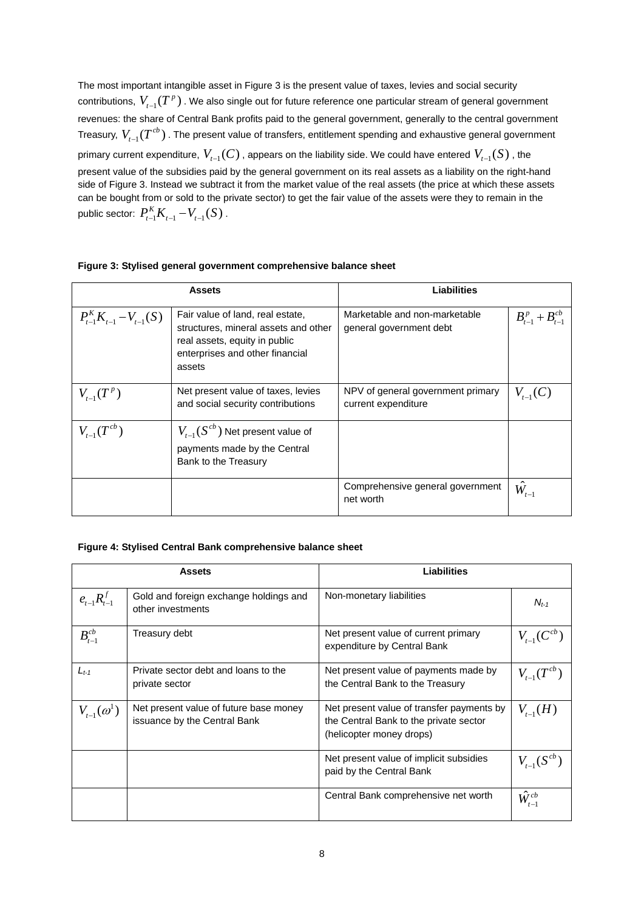The most important intangible asset in Figure 3 is the present value of taxes, levies and social security contributions, $V_{t-1}(T^{p})$. We also single out for future reference one particular stream of general government revenues: the share of Central Bank profits paid to the general government, generally to the central government Treasury, $V_{t-1}(T^{cb})$. The present value of transfers, entitlement spending and exhaustive general government primary current expenditure, $V_{t-1}(C)$, appears on the liability side. We could have entered $V_{t-1}(S)$, the present value of the subsidies paid by the general government on its real assets as a liability on the right-hand side of Figure 3. Instead we subtract it from the market value of the real assets (the price at which these assets can be bought from or sold to the private sector) to get the fair value of the assets were they to remain in the public sector: $P^{K}_{t-1}K_{t-1} - V_{t-1}(S)$.

**Figure 3: Stylised general government comprehensive balance sheet**

| Assets | | Liabilities | |
|---|---|---|---|
| $P^{K}_{t-1}K_{t-1} - V_{t-1}(S)$ | Fair value of land, real estate, structures, mineral assets and other real assets, equity in public enterprises and other financial assets | Marketable and non-marketable general government debt | $B^{p}_{t-1} + B^{cb}_{t-1}$ |
| $V_{t-1}(T^{p})$ | Net present value of taxes, levies and social security contributions | NPV of general government primary current expenditure | $V_{t-1}(C)$ |
| $V_{t-1}(T^{cb})$ | $V_{t-1}(S^{cb})$ Net present value of payments made by the Central Bank to the Treasury | | |
| | | Comprehensive general government net worth | $\hat{W}_{t-1}$ |

**Figure 4: Stylised Central Bank comprehensive balance sheet**

| Assets | | Liabilities | |
|---|---|---|---|
| $e_{t-1}R^{f}_{t-1}$ | Gold and foreign exchange holdings and other investments | Non-monetary liabilities | $N_{t-1}$ |
| $B^{cb}_{t-1}$ | Treasury debt | Net present value of current primary expenditure by Central Bank | $V_{t-1}(C^{cb})$ |
| $L_{t-1}$ | Private sector debt and loans to the private sector | Net present value of payments made by the Central Bank to the Treasury | $V_{t-1}(T^{cb})$ |
| $V_{t-1}(\omega^{1})$ | Net present value of future base money issuance by the Central Bank | Net present value of transfer payments by the Central Bank to the private sector (helicopter money drops) | $V_{t-1}(H)$ |
| | | Net present value of implicit subsidies paid by the Central Bank | $V_{t-1}(S^{cb})$ |
| | | Central Bank comprehensive net worth | $\hat{W}^{cb}_{t-1}$ |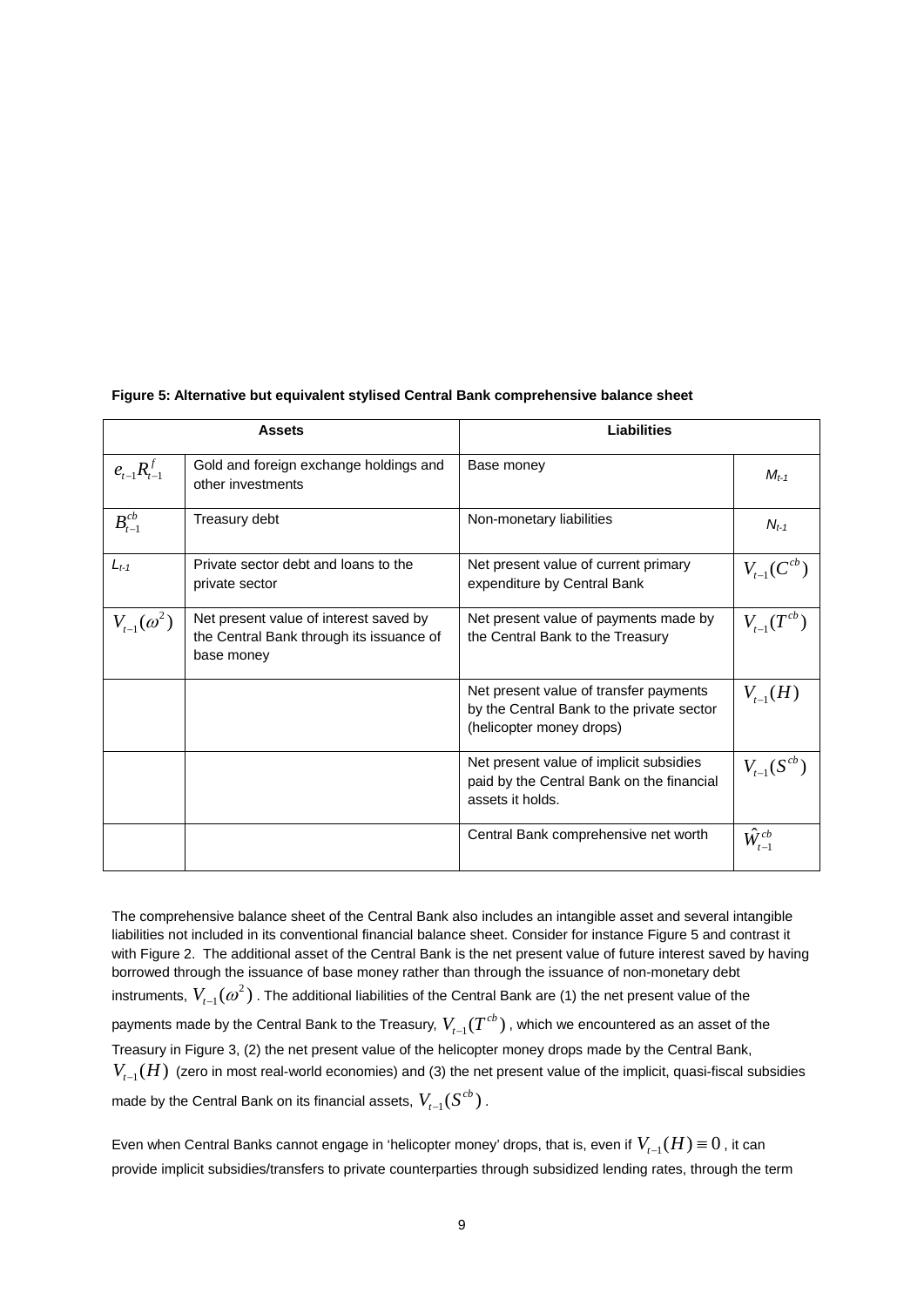**Figure 5: Alternative but equivalent stylised Central Bank comprehensive balance sheet**

| Assets | | Liabilities | |
|---|---|---|---|
| $e_{t-1}R^f_{t-1}$ | Gold and foreign exchange holdings and other investments | Base money | $M_{t-1}$ |
| $B^{cb}_{t-1}$ | Treasury debt | Non-monetary liabilities | $N_{t-1}$ |
| $L_{t-1}$ | Private sector debt and loans to the private sector | Net present value of current primary expenditure by Central Bank | $V_{t-1}(C^{cb})$ |
| $V_{t-1}(\omega^2)$ | Net present value of interest saved by the Central Bank through its issuance of base money | Net present value of payments made by the Central Bank to the Treasury | $V_{t-1}(T^{cb})$ |
| | | Net present value of transfer payments by the Central Bank to the private sector (helicopter money drops) | $V_{t-1}(H)$ |
| | | Net present value of implicit subsidies paid by the Central Bank on the financial assets it holds. | $V_{t-1}(S^{cb})$ |
| | | Central Bank comprehensive net worth | $\hat{W}^{cb}_{t-1}$ |

The comprehensive balance sheet of the Central Bank also includes an intangible asset and several intangible liabilities not included in its conventional financial balance sheet. Consider for instance Figure 5 and contrast it with Figure 2. The additional asset of the Central Bank is the net present value of future interest saved by having borrowed through the issuance of base money rather than through the issuance of non-monetary debt instruments, $V_{t-1}(\omega^2)$. The additional liabilities of the Central Bank are (1) the net present value of the payments made by the Central Bank to the Treasury, $V_{t-1}(T^{cb})$, which we encountered as an asset of the Treasury in Figure 3, (2) the net present value of the helicopter money drops made by the Central Bank, $V_{t-1}(H)$ (zero in most real-world economies) and (3) the net present value of the implicit, quasi-fiscal subsidies made by the Central Bank on its financial assets, $V_{t-1}(S^{cb})$.

Even when Central Banks cannot engage in 'helicopter money' drops, that is, even if $V_{t-1}(H) \equiv 0$, it can provide implicit subsidies/transfers to private counterparties through subsidized lending rates, through the term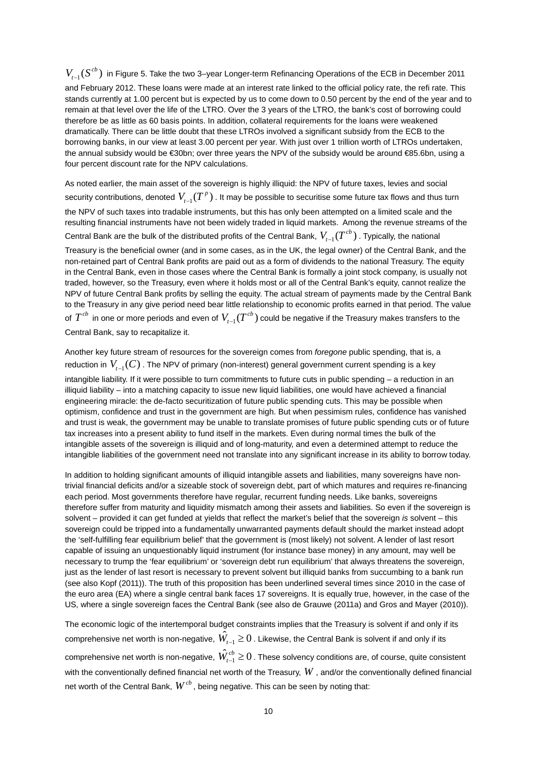$V_{t-1}(S^{cb})$ in Figure 5. Take the two 3–year Longer-term Refinancing Operations of the ECB in December 2011 and February 2012. These loans were made at an interest rate linked to the official policy rate, the refi rate. This stands currently at 1.00 percent but is expected by us to come down to 0.50 percent by the end of the year and to remain at that level over the life of the LTRO. Over the 3 years of the LTRO, the bank's cost of borrowing could therefore be as little as 60 basis points. In addition, collateral requirements for the loans were weakened dramatically. There can be little doubt that these LTROs involved a significant subsidy from the ECB to the borrowing banks, in our view at least 3.00 percent per year. With just over 1 trillion worth of LTROs undertaken, the annual subsidy would be €30bn; over three years the NPV of the subsidy would be around €85.6bn, using a four percent discount rate for the NPV calculations.

As noted earlier, the main asset of the sovereign is highly illiquid: the NPV of future taxes, levies and social security contributions, denoted $V_{t-1}(T^{p})$. It may be possible to securitise some future tax flows and thus turn the NPV of such taxes into tradable instruments, but this has only been attempted on a limited scale and the resulting financial instruments have not been widely traded in liquid markets. Among the revenue streams of the Central Bank are the bulk of the distributed profits of the Central Bank, $V_{t-1}(T^{cb})$. Typically, the national Treasury is the beneficial owner (and in some cases, as in the UK, the legal owner) of the Central Bank, and the non-retained part of Central Bank profits are paid out as a form of dividends to the national Treasury. The equity in the Central Bank, even in those cases where the Central Bank is formally a joint stock company, is usually not traded, however, so the Treasury, even where it holds most or all of the Central Bank's equity, cannot realize the NPV of future Central Bank profits by selling the equity. The actual stream of payments made by the Central Bank to the Treasury in any give period need bear little relationship to economic profits earned in that period. The value of $T^{cb}$ in one or more periods and even of $V_{t-1}(T^{cb})$ could be negative if the Treasury makes transfers to the Central Bank, say to recapitalize it.

Another key future stream of resources for the sovereign comes from *foregone* public spending, that is, a reduction in $V_{t-1}(C)$. The NPV of primary (non-interest) general government current spending is a key intangible liability. If it were possible to turn commitments to future cuts in public spending – a reduction in an illiquid liability – into a matching capacity to issue new liquid liabilities, one would have achieved a financial engineering miracle: the de-facto securitization of future public spending cuts. This may be possible when optimism, confidence and trust in the government are high. But when pessimism rules, confidence has vanished and trust is weak, the government may be unable to translate promises of future public spending cuts or of future tax increases into a present ability to fund itself in the markets. Even during normal times the bulk of the intangible assets of the sovereign is illiquid and of long-maturity, and even a determined attempt to reduce the intangible liabilities of the government need not translate into any significant increase in its ability to borrow today.

In addition to holding significant amounts of illiquid intangible assets and liabilities, many sovereigns have non-trivial financial deficits and/or a sizeable stock of sovereign debt, part of which matures and requires re-financing each period. Most governments therefore have regular, recurrent funding needs. Like banks, sovereigns therefore suffer from maturity and liquidity mismatch among their assets and liabilities. So even if the sovereign is solvent – provided it can get funded at yields that reflect the market's belief that the sovereign *is* solvent – this sovereign could be tripped into a fundamentally unwarranted payments default should the market instead adopt the 'self-fulfilling fear equilibrium belief' that the government is (most likely) not solvent. A lender of last resort capable of issuing an unquestionably liquid instrument (for instance base money) in any amount, may well be necessary to trump the 'fear equilibrium' or 'sovereign debt run equilibrium' that always threatens the sovereign, just as the lender of last resort is necessary to prevent solvent but illiquid banks from succumbing to a bank run (see also Kopf (2011)). The truth of this proposition has been underlined several times since 2010 in the case of the euro area (EA) where a single central bank faces 17 sovereigns. It is equally true, however, in the case of the US, where a single sovereign faces the Central Bank (see also de Grauwe (2011a) and Gros and Mayer (2010)).

The economic logic of the intertemporal budget constraints implies that the Treasury is solvent if and only if its comprehensive net worth is non-negative, $\hat{W}_{t-1} \geq 0$. Likewise, the Central Bank is solvent if and only if its comprehensive net worth is non-negative, $\hat{W}_{t-1}^{cb} \geq 0$. These solvency conditions are, of course, quite consistent with the conventionally defined financial net worth of the Treasury, $W$, and/or the conventionally defined financial net worth of the Central Bank, $W^{cb}$, being negative. This can be seen by noting that: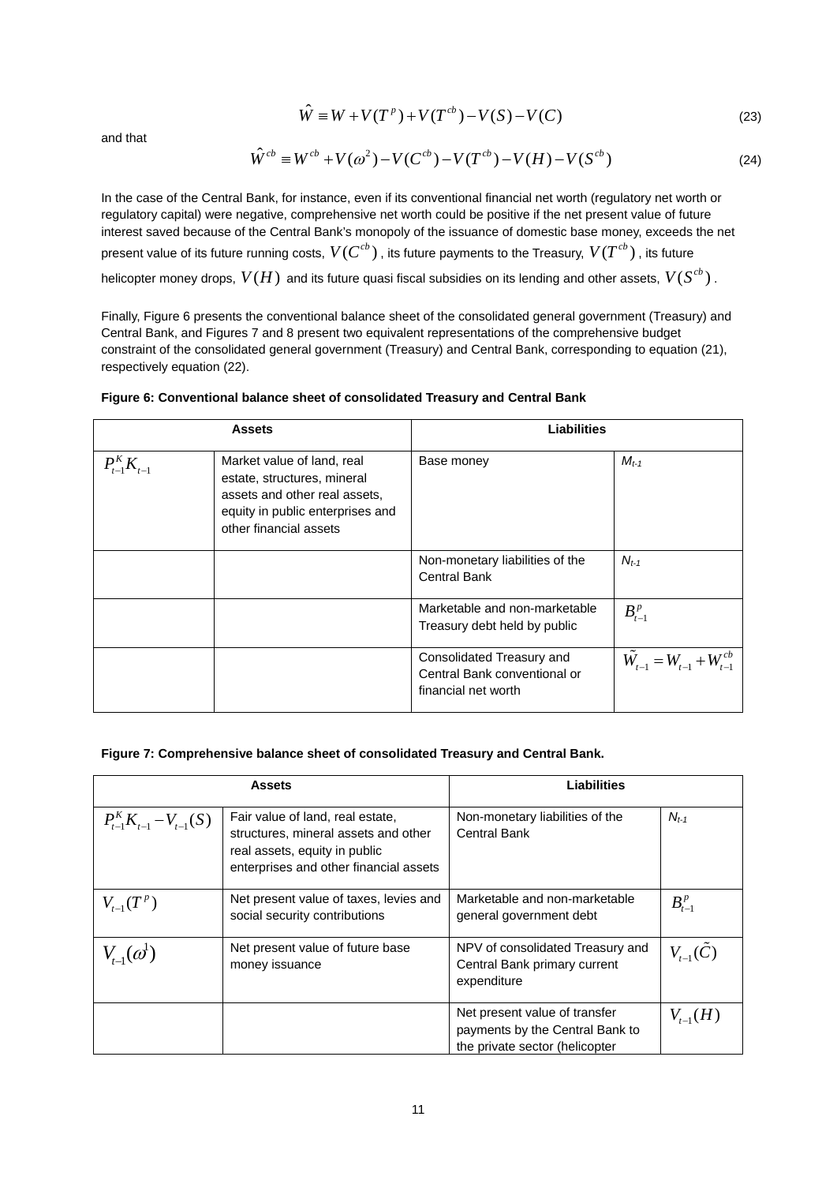$$\hat{W} \equiv W + V(T^p) + V(T^{cb}) - V(S) - V(C) \tag{23}$$

and that

$$\hat{W}^{cb} \equiv W^{cb} + V(\omega^2) - V(C^{cb}) - V(T^{cb}) - V(H) - V(S^{cb}) \tag{24}$$

In the case of the Central Bank, for instance, even if its conventional financial net worth (regulatory net worth or regulatory capital) were negative, comprehensive net worth could be positive if the net present value of future interest saved because of the Central Bank's monopoly of the issuance of domestic base money, exceeds the net present value of its future running costs, $V(C^{cb})$, its future payments to the Treasury, $V(T^{cb})$, its future helicopter money drops, $V(H)$ and its future quasi fiscal subsidies on its lending and other assets, $V(S^{cb})$.

Finally, Figure 6 presents the conventional balance sheet of the consolidated general government (Treasury) and Central Bank, and Figures 7 and 8 present two equivalent representations of the comprehensive budget constraint of the consolidated general government (Treasury) and Central Bank, corresponding to equation (21), respectively equation (22).

**Figure 6: Conventional balance sheet of consolidated Treasury and Central Bank**

| Assets | | Liabilities | |
|---|---|---|---|
| $P_{t-1}^K K_{t-1}$ | Market value of land, real estate, structures, mineral assets and other real assets, equity in public enterprises and other financial assets | Base money | $M_{t-1}$ |
| | | Non-monetary liabilities of the Central Bank | $N_{t-1}$ |
| | | Marketable and non-marketable Treasury debt held by public | $B_{t-1}^p$ |
| | | Consolidated Treasury and Central Bank conventional or financial net worth | $\tilde{W}_{t-1} = W_{t-1} + W_{t-1}^{cb}$ |

**Figure 7: Comprehensive balance sheet of consolidated Treasury and Central Bank.**

| Assets | | Liabilities | |
|---|---|---|---|
| $P_{t-1}^K K_{t-1} - V_{t-1}(S)$ | Fair value of land, real estate, structures, mineral assets and other real assets, equity in public enterprises and other financial assets | Non-monetary liabilities of the Central Bank | $N_{t-1}$ |
| $V_{t-1}(T^p)$ | Net present value of taxes, levies and social security contributions | Marketable and non-marketable general government debt | $B_{t-1}^p$ |
| $V_{t-1}(\omega^1)$ | Net present value of future base money issuance | NPV of consolidated Treasury and Central Bank primary current expenditure | $V_{t-1}(\tilde{C})$ |
| | | Net present value of transfer payments by the Central Bank to the private sector (helicopter | $V_{t-1}(H)$ |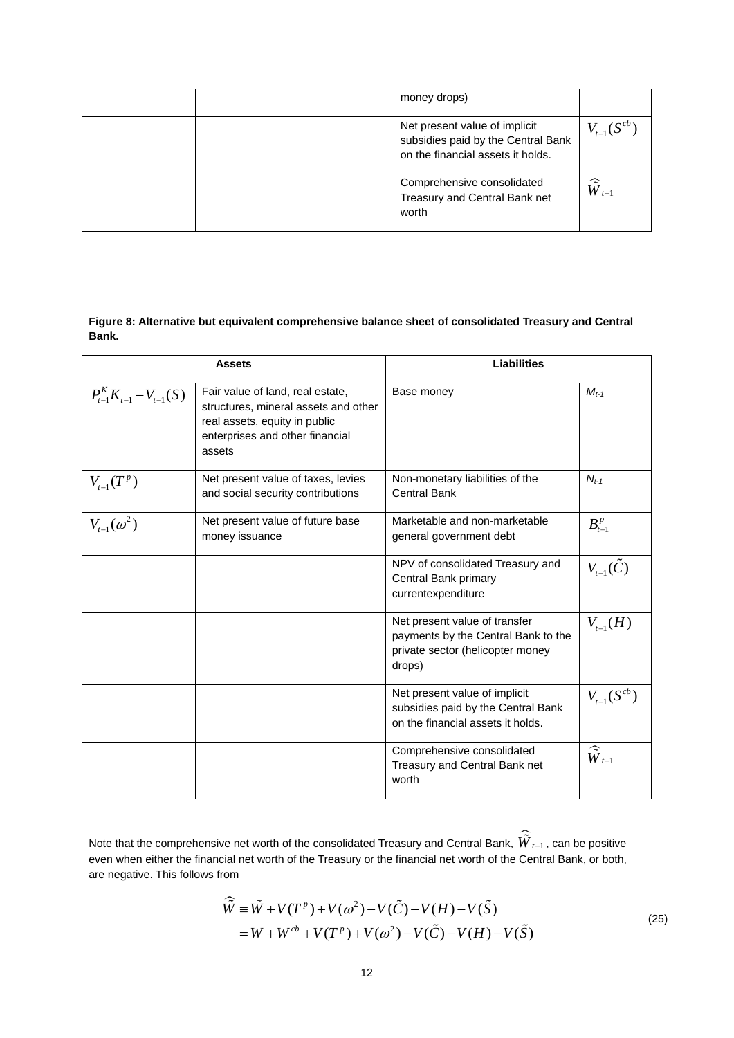| | | | |
|---|---|---|---|
| | | money drops) | |
| | | Net present value of implicit subsidies paid by the Central Bank on the financial assets it holds. | $V_{t-1}(S^{cb})$ |
| | | Comprehensive consolidated Treasury and Central Bank net worth | $\widehat{\tilde{W}}_{t-1}$ |

**Figure 8: Alternative but equivalent comprehensive balance sheet of consolidated Treasury and Central Bank.**

| Assets | | Liabilities | |
|---|---|---|---|
| $P_{t-1}^{K}K_{t-1} - V_{t-1}(S)$ | Fair value of land, real estate, structures, mineral assets and other real assets, equity in public enterprises and other financial assets | Base money | $M_{t-1}$ |
| $V_{t-1}(T^{p})$ | Net present value of taxes, levies and social security contributions | Non-monetary liabilities of the Central Bank | $N_{t-1}$ |
| $V_{t-1}(\omega^{2})$ | Net present value of future base money issuance | Marketable and non-marketable general government debt | $B_{t-1}^{p}$ |
| | | NPV of consolidated Treasury and Central Bank primary currentexpenditure | $V_{t-1}(\tilde{C})$ |
| | | Net present value of transfer payments by the Central Bank to the private sector (helicopter money drops) | $V_{t-1}(H)$ |
| | | Net present value of implicit subsidies paid by the Central Bank on the financial assets it holds. | $V_{t-1}(S^{cb})$ |
| | | Comprehensive consolidated Treasury and Central Bank net worth | $\widehat{\tilde{W}}_{t-1}$ |

Note that the comprehensive net worth of the consolidated Treasury and Central Bank, $\widehat{\tilde{W}}_{t-1}$, can be positive even when either the financial net worth of the Treasury or the financial net worth of the Central Bank, or both, are negative. This follows from

$$
\begin{aligned}
\widehat{\tilde{W}} &\equiv \tilde{W} + V(T^{p}) + V(\omega^{2}) - V(\tilde{C}) - V(H) - V(\tilde{S}) \\
&= W + W^{cb} + V(T^{p}) + V(\omega^{2}) - V(\tilde{C}) - V(H) - V(\tilde{S})
\end{aligned}
\tag{25}
$$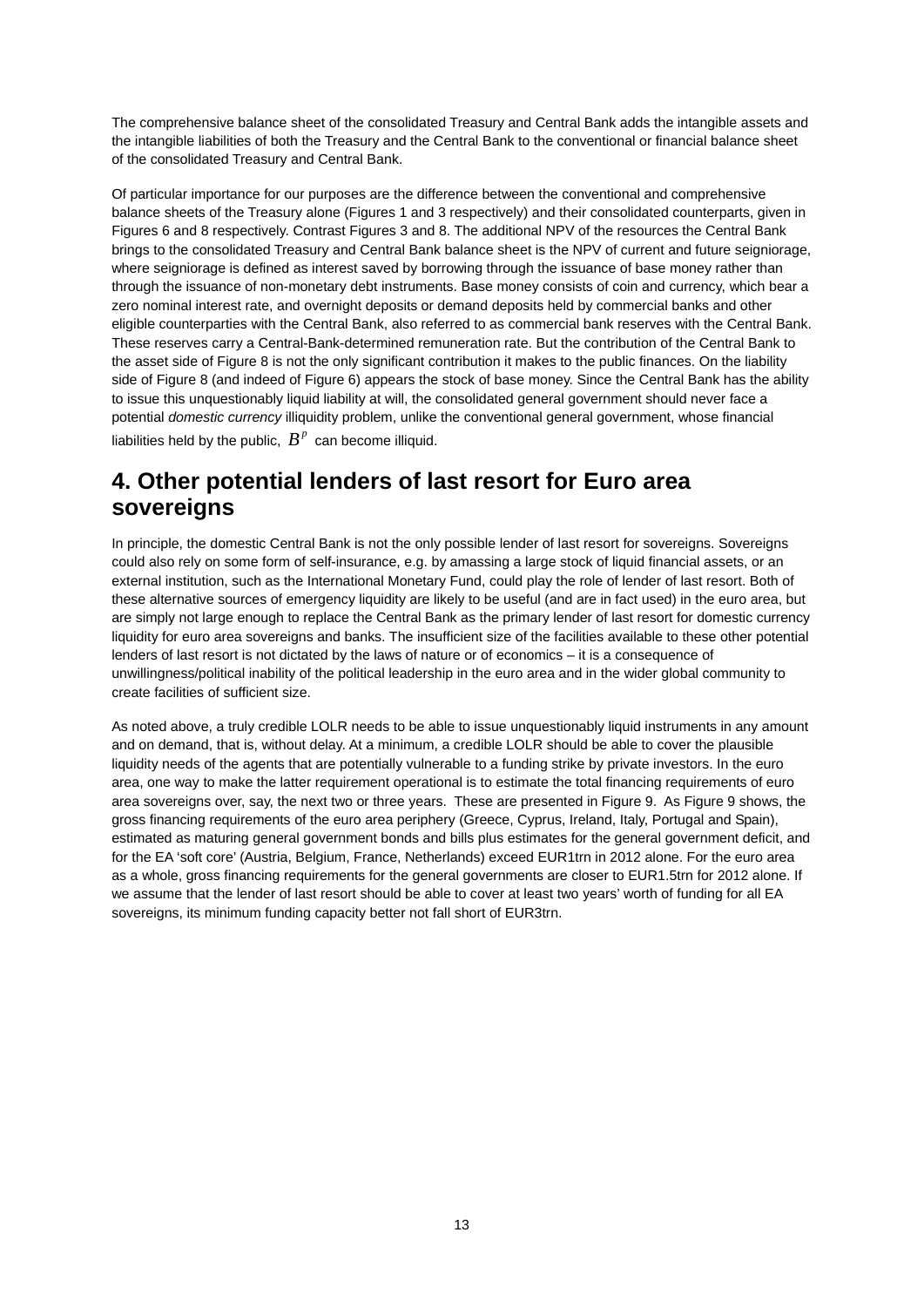The comprehensive balance sheet of the consolidated Treasury and Central Bank adds the intangible assets and the intangible liabilities of both the Treasury and the Central Bank to the conventional or financial balance sheet of the consolidated Treasury and Central Bank.

Of particular importance for our purposes are the difference between the conventional and comprehensive balance sheets of the Treasury alone (Figures 1 and 3 respectively) and their consolidated counterparts, given in Figures 6 and 8 respectively. Contrast Figures 3 and 8. The additional NPV of the resources the Central Bank brings to the consolidated Treasury and Central Bank balance sheet is the NPV of current and future seigniorage, where seigniorage is defined as interest saved by borrowing through the issuance of base money rather than through the issuance of non-monetary debt instruments. Base money consists of coin and currency, which bear a zero nominal interest rate, and overnight deposits or demand deposits held by commercial banks and other eligible counterparties with the Central Bank, also referred to as commercial bank reserves with the Central Bank. These reserves carry a Central-Bank-determined remuneration rate. But the contribution of the Central Bank to the asset side of Figure 8 is not the only significant contribution it makes to the public finances. On the liability side of Figure 8 (and indeed of Figure 6) appears the stock of base money. Since the Central Bank has the ability to issue this unquestionably liquid liability at will, the consolidated general government should never face a potential *domestic currency* illiquidity problem, unlike the conventional general government, whose financial liabilities held by the public, $B^p$ can become illiquid.

## 4. Other potential lenders of last resort for Euro area sovereigns

In principle, the domestic Central Bank is not the only possible lender of last resort for sovereigns. Sovereigns could also rely on some form of self-insurance, e.g. by amassing a large stock of liquid financial assets, or an external institution, such as the International Monetary Fund, could play the role of lender of last resort. Both of these alternative sources of emergency liquidity are likely to be useful (and are in fact used) in the euro area, but are simply not large enough to replace the Central Bank as the primary lender of last resort for domestic currency liquidity for euro area sovereigns and banks. The insufficient size of the facilities available to these other potential lenders of last resort is not dictated by the laws of nature or of economics – it is a consequence of unwillingness/political inability of the political leadership in the euro area and in the wider global community to create facilities of sufficient size.

As noted above, a truly credible LOLR needs to be able to issue unquestionably liquid instruments in any amount and on demand, that is, without delay. At a minimum, a credible LOLR should be able to cover the plausible liquidity needs of the agents that are potentially vulnerable to a funding strike by private investors. In the euro area, one way to make the latter requirement operational is to estimate the total financing requirements of euro area sovereigns over, say, the next two or three years. These are presented in Figure 9. As Figure 9 shows, the gross financing requirements of the euro area periphery (Greece, Cyprus, Ireland, Italy, Portugal and Spain), estimated as maturing general government bonds and bills plus estimates for the general government deficit, and for the EA 'soft core' (Austria, Belgium, France, Netherlands) exceed EUR1trn in 2012 alone. For the euro area as a whole, gross financing requirements for the general governments are closer to EUR1.5trn for 2012 alone. If we assume that the lender of last resort should be able to cover at least two years' worth of funding for all EA sovereigns, its minimum funding capacity better not fall short of EUR3trn.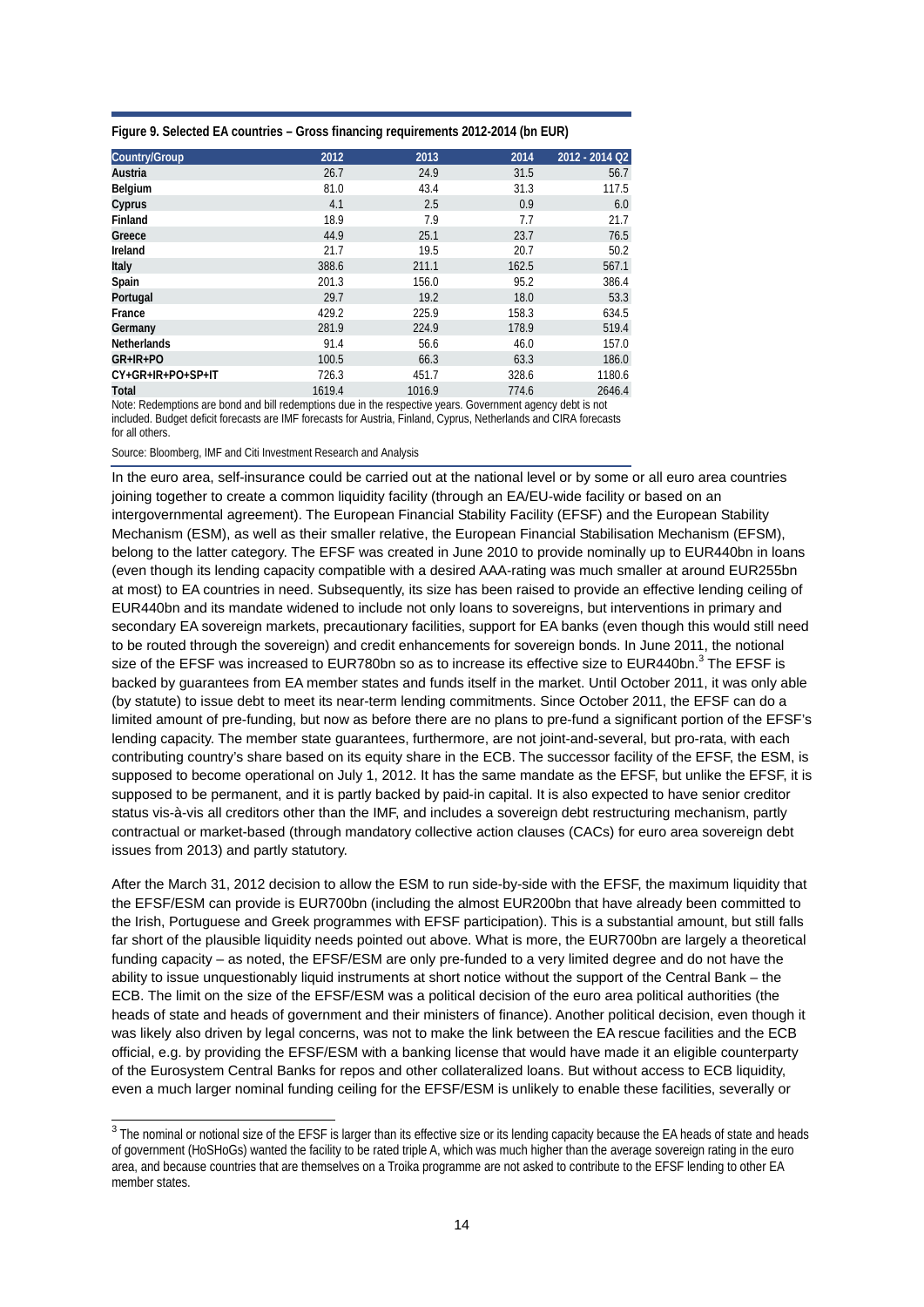**Figure 9. Selected EA countries – Gross financing requirements 2012-2014 (bn EUR)**

| Country/Group | 2012 | 2013 | 2014 | 2012 - 2014 Q2 |
|---|---|---|---|---|
| **Austria** | 26.7 | 24.9 | 31.5 | 56.7 |
| **Belgium** | 81.0 | 43.4 | 31.3 | 117.5 |
| **Cyprus** | 4.1 | 2.5 | 0.9 | 6.0 |
| **Finland** | 18.9 | 7.9 | 7.7 | 21.7 |
| **Greece** | 44.9 | 25.1 | 23.7 | 76.5 |
| **Ireland** | 21.7 | 19.5 | 20.7 | 50.2 |
| **Italy** | 388.6 | 211.1 | 162.5 | 567.1 |
| **Spain** | 201.3 | 156.0 | 95.2 | 386.4 |
| **Portugal** | 29.7 | 19.2 | 18.0 | 53.3 |
| **France** | 429.2 | 225.9 | 158.3 | 634.5 |
| **Germany** | 281.9 | 224.9 | 178.9 | 519.4 |
| **Netherlands** | 91.4 | 56.6 | 46.0 | 157.0 |
| **GR+IR+PO** | 100.5 | 66.3 | 63.3 | 186.0 |
| **CY+GR+IR+PO+SP+IT** | 726.3 | 451.7 | 328.6 | 1180.6 |
| **Total** | 1619.4 | 1016.9 | 774.6 | 2646.4 |

Note: Redemptions are bond and bill redemptions due in the respective years. Government agency debt is not included. Budget deficit forecasts are IMF forecasts for Austria, Finland, Cyprus, Netherlands and CIRA forecasts for all others.

Source: Bloomberg, IMF and Citi Investment Research and Analysis

In the euro area, self-insurance could be carried out at the national level or by some or all euro area countries joining together to create a common liquidity facility (through an EA/EU-wide facility or based on an intergovernmental agreement). The European Financial Stability Facility (EFSF) and the European Stability Mechanism (ESM), as well as their smaller relative, the European Financial Stabilisation Mechanism (EFSM), belong to the latter category. The EFSF was created in June 2010 to provide nominally up to EUR440bn in loans (even though its lending capacity compatible with a desired AAA-rating was much smaller at around EUR255bn at most) to EA countries in need. Subsequently, its size has been raised to provide an effective lending ceiling of EUR440bn and its mandate widened to include not only loans to sovereigns, but interventions in primary and secondary EA sovereign markets, precautionary facilities, support for EA banks (even though this would still need to be routed through the sovereign) and credit enhancements for sovereign bonds. In June 2011, the notional size of the EFSF was increased to EUR780bn so as to increase its effective size to EUR440bn.[3] The EFSF is backed by guarantees from EA member states and funds itself in the market. Until October 2011, it was only able (by statute) to issue debt to meet its near-term lending commitments. Since October 2011, the EFSF can do a limited amount of pre-funding, but now as before there are no plans to pre-fund a significant portion of the EFSF's lending capacity. The member state guarantees, furthermore, are not joint-and-several, but pro-rata, with each contributing country's share based on its equity share in the ECB. The successor facility of the EFSF, the ESM, is supposed to become operational on July 1, 2012. It has the same mandate as the EFSF, but unlike the EFSF, it is supposed to be permanent, and it is partly backed by paid-in capital. It is also expected to have senior creditor status vis-à-vis all creditors other than the IMF, and includes a sovereign debt restructuring mechanism, partly contractual or market-based (through mandatory collective action clauses (CACs) for euro area sovereign debt issues from 2013) and partly statutory.

After the March 31, 2012 decision to allow the ESM to run side-by-side with the EFSF, the maximum liquidity that the EFSF/ESM can provide is EUR700bn (including the almost EUR200bn that have already been committed to the Irish, Portuguese and Greek programmes with EFSF participation). This is a substantial amount, but still falls far short of the plausible liquidity needs pointed out above. What is more, the EUR700bn are largely a theoretical funding capacity – as noted, the EFSF/ESM are only pre-funded to a very limited degree and do not have the ability to issue unquestionably liquid instruments at short notice without the support of the Central Bank – the ECB. The limit on the size of the EFSF/ESM was a political decision of the euro area political authorities (the heads of state and heads of government and their ministers of finance). Another political decision, even though it was likely also driven by legal concerns, was not to make the link between the EA rescue facilities and the ECB official, e.g. by providing the EFSF/ESM with a banking license that would have made it an eligible counterparty of the Eurosystem Central Banks for repos and other collateralized loans. But without access to ECB liquidity, even a much larger nominal funding ceiling for the EFSF/ESM is unlikely to enable these facilities, severally or

[3] The nominal or notional size of the EFSF is larger than its effective size or its lending capacity because the EA heads of state and heads of government (HoSHoGs) wanted the facility to be rated triple A, which was much higher than the average sovereign rating in the euro area, and because countries that are themselves on a Troika programme are not asked to contribute to the EFSF lending to other EA member states.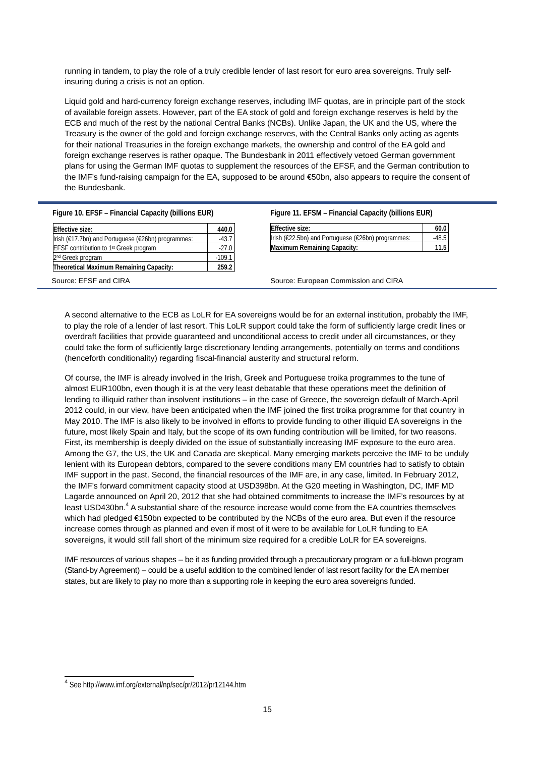running in tandem, to play the role of a truly credible lender of last resort for euro area sovereigns. Truly self-insuring during a crisis is not an option.

Liquid gold and hard-currency foreign exchange reserves, including IMF quotas, are in principle part of the stock of available foreign assets. However, part of the EA stock of gold and foreign exchange reserves is held by the ECB and much of the rest by the national Central Banks (NCBs). Unlike Japan, the UK and the US, where the Treasury is the owner of the gold and foreign exchange reserves, with the Central Banks only acting as agents for their national Treasuries in the foreign exchange markets, the ownership and control of the EA gold and foreign exchange reserves is rather opaque. The Bundesbank in 2011 effectively vetoed German government plans for using the German IMF quotas to supplement the resources of the EFSF, and the German contribution to the IMF's fund-raising campaign for the EA, supposed to be around €50bn, also appears to require the consent of the Bundesbank.

**Figure 10. EFSF – Financial Capacity (billions EUR)**

| Effective size: | 440.0 |
|---|---|
| Irish (€17.7bn) and Portuguese (€26bn) programmes: | -43.7 |
| EFSF contribution to 1st Greek program | -27.0 |
| 2nd Greek program | -109.1 |
| **Theoretical Maximum Remaining Capacity:** | **259.2** |

Source: EFSF and CIRA

**Figure 11. EFSM – Financial Capacity (billions EUR)**

| Effective size: | 60.0 |
|---|---|
| Irish (€22.5bn) and Portuguese (€26bn) programmes: | -48.5 |
| **Maximum Remaining Capacity:** | **11.5** |

Source: European Commission and CIRA

A second alternative to the ECB as LoLR for EA sovereigns would be for an external institution, probably the IMF, to play the role of a lender of last resort. This LoLR support could take the form of sufficiently large credit lines or overdraft facilities that provide guaranteed and unconditional access to credit under all circumstances, or they could take the form of sufficiently large discretionary lending arrangements, potentially on terms and conditions (henceforth conditionality) regarding fiscal-financial austerity and structural reform.

Of course, the IMF is already involved in the Irish, Greek and Portuguese troika programmes to the tune of almost EUR100bn, even though it is at the very least debatable that these operations meet the definition of lending to illiquid rather than insolvent institutions – in the case of Greece, the sovereign default of March-April 2012 could, in our view, have been anticipated when the IMF joined the first troika programme for that country in May 2010. The IMF is also likely to be involved in efforts to provide funding to other illiquid EA sovereigns in the future, most likely Spain and Italy, but the scope of its own funding contribution will be limited, for two reasons. First, its membership is deeply divided on the issue of substantially increasing IMF exposure to the euro area. Among the G7, the US, the UK and Canada are skeptical. Many emerging markets perceive the IMF to be unduly lenient with its European debtors, compared to the severe conditions many EM countries had to satisfy to obtain IMF support in the past. Second, the financial resources of the IMF are, in any case, limited. In February 2012, the IMF's forward commitment capacity stood at USD398bn. At the G20 meeting in Washington, DC, IMF MD Lagarde announced on April 20, 2012 that she had obtained commitments to increase the IMF's resources by at least USD430bn.[4] A substantial share of the resource increase would come from the EA countries themselves which had pledged €150bn expected to be contributed by the NCBs of the euro area. But even if the resource increase comes through as planned and even if most of it were to be available for LoLR funding to EA sovereigns, it would still fall short of the minimum size required for a credible LoLR for EA sovereigns.

IMF resources of various shapes – be it as funding provided through a precautionary program or a full-blown program (Stand-by Agreement) – could be a useful addition to the combined lender of last resort facility for the EA member states, but are likely to play no more than a supporting role in keeping the euro area sovereigns funded.

[4] See http://www.imf.org/external/np/sec/pr/2012/pr12144.htm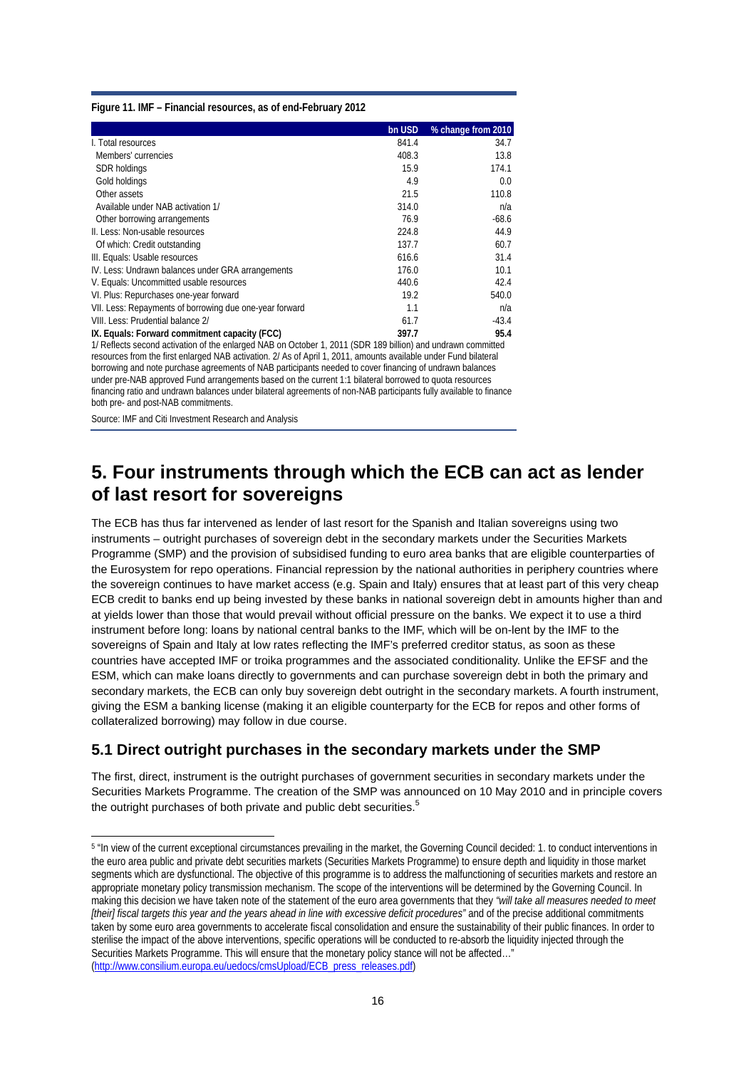**Figure 11. IMF – Financial resources, as of end-February 2012**

| | bn USD | % change from 2010 |
|---|---|---|
| I. Total resources | 841.4 | 34.7 |
| Members' currencies | 408.3 | 13.8 |
| SDR holdings | 15.9 | 174.1 |
| Gold holdings | 4.9 | 0.0 |
| Other assets | 21.5 | 110.8 |
| Available under NAB activation 1/ | 314.0 | n/a |
| Other borrowing arrangements | 76.9 | -68.6 |
| II. Less: Non-usable resources | 224.8 | 44.9 |
| Of which: Credit outstanding | 137.7 | 60.7 |
| III. Equals: Usable resources | 616.6 | 31.4 |
| IV. Less: Undrawn balances under GRA arrangements | 176.0 | 10.1 |
| V. Equals: Uncommitted usable resources | 440.6 | 42.4 |
| VI. Plus: Repurchases one-year forward | 19.2 | 540.0 |
| VII. Less: Repayments of borrowing due one-year forward | 1.1 | n/a |
| VIII. Less: Prudential balance 2/ | 61.7 | -43.4 |
| **IX. Equals: Forward commitment capacity (FCC)** | **397.7** | **95.4** |

1/ Reflects second activation of the enlarged NAB on October 1, 2011 (SDR 189 billion) and undrawn committed resources from the first enlarged NAB activation. 2/ As of April 1, 2011, amounts available under Fund bilateral borrowing and note purchase agreements of NAB participants needed to cover financing of undrawn balances under pre-NAB approved Fund arrangements based on the current 1:1 bilateral borrowed to quota resources financing ratio and undrawn balances under bilateral agreements of non-NAB participants fully available to finance both pre- and post-NAB commitments.

Source: IMF and Citi Investment Research and Analysis

# 5. Four instruments through which the ECB can act as lender of last resort for sovereigns

The ECB has thus far intervened as lender of last resort for the Spanish and Italian sovereigns using two instruments – outright purchases of sovereign debt in the secondary markets under the Securities Markets Programme (SMP) and the provision of subsidised funding to euro area banks that are eligible counterparties of the Eurosystem for repo operations. Financial repression by the national authorities in periphery countries where the sovereign continues to have market access (e.g. Spain and Italy) ensures that at least part of this very cheap ECB credit to banks end up being invested by these banks in national sovereign debt in amounts higher than and at yields lower than those that would prevail without official pressure on the banks. We expect it to use a third instrument before long: loans by national central banks to the IMF, which will be on-lent by the IMF to the sovereigns of Spain and Italy at low rates reflecting the IMF's preferred creditor status, as soon as these countries have accepted IMF or troika programmes and the associated conditionality. Unlike the EFSF and the ESM, which can make loans directly to governments and can purchase sovereign debt in both the primary and secondary markets, the ECB can only buy sovereign debt outright in the secondary markets. A fourth instrument, giving the ESM a banking license (making it an eligible counterparty for the ECB for repos and other forms of collateralized borrowing) may follow in due course.

## 5.1 Direct outright purchases in the secondary markets under the SMP

The first, direct, instrument is the outright purchases of government securities in secondary markets under the Securities Markets Programme. The creation of the SMP was announced on 10 May 2010 and in principle covers the outright purchases of both private and public debt securities.[5]

[5] "In view of the current exceptional circumstances prevailing in the market, the Governing Council decided: 1. to conduct interventions in the euro area public and private debt securities markets (Securities Markets Programme) to ensure depth and liquidity in those market segments which are dysfunctional. The objective of this programme is to address the malfunctioning of securities markets and restore an appropriate monetary policy transmission mechanism. The scope of the interventions will be determined by the Governing Council. In making this decision we have taken note of the statement of the euro area governments that they *"will take all measures needed to meet [their] fiscal targets this year and the years ahead in line with excessive deficit procedures"* and of the precise additional commitments taken by some euro area governments to accelerate fiscal consolidation and ensure the sustainability of their public finances. In order to sterilise the impact of the above interventions, specific operations will be conducted to re-absorb the liquidity injected through the Securities Markets Programme. This will ensure that the monetary policy stance will not be affected…" (http://www.consilium.europa.eu/uedocs/cmsUpload/ECB_press_releases.pdf)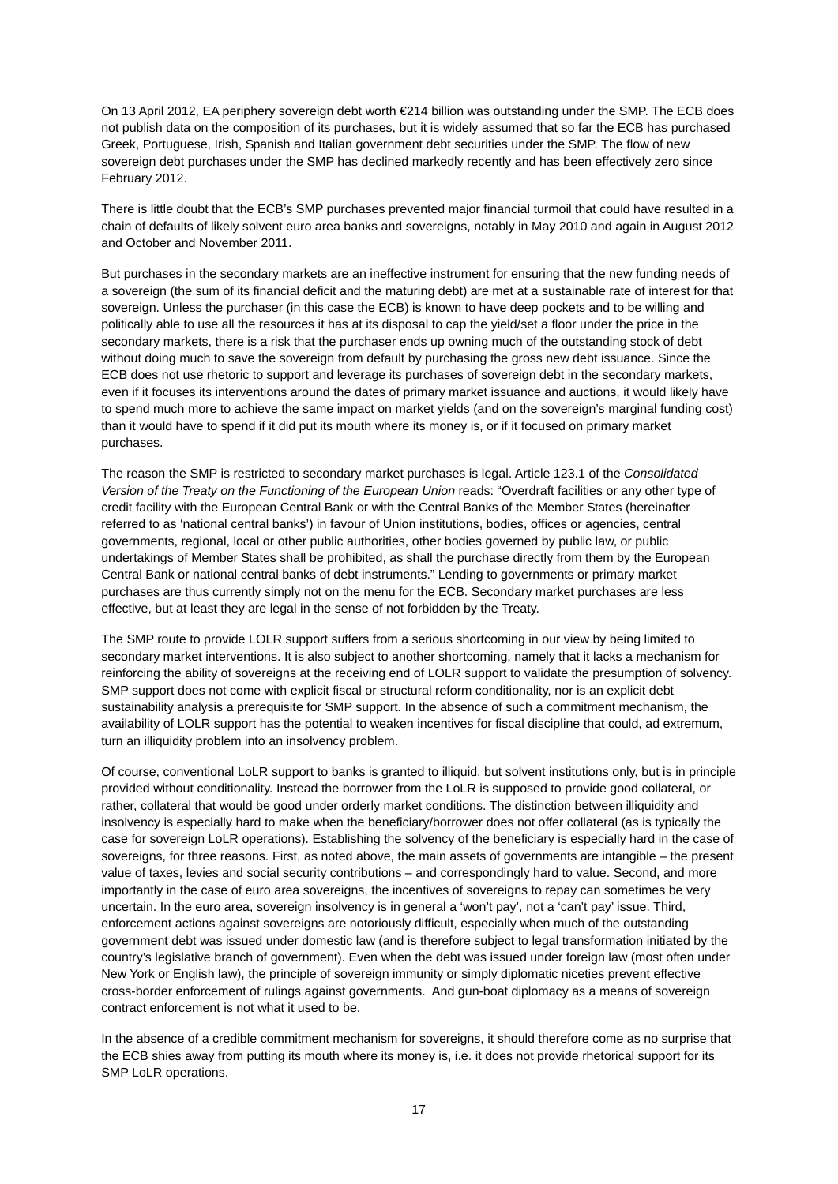On 13 April 2012, EA periphery sovereign debt worth €214 billion was outstanding under the SMP. The ECB does not publish data on the composition of its purchases, but it is widely assumed that so far the ECB has purchased Greek, Portuguese, Irish, Spanish and Italian government debt securities under the SMP. The flow of new sovereign debt purchases under the SMP has declined markedly recently and has been effectively zero since February 2012.

There is little doubt that the ECB's SMP purchases prevented major financial turmoil that could have resulted in a chain of defaults of likely solvent euro area banks and sovereigns, notably in May 2010 and again in August 2012 and October and November 2011.

But purchases in the secondary markets are an ineffective instrument for ensuring that the new funding needs of a sovereign (the sum of its financial deficit and the maturing debt) are met at a sustainable rate of interest for that sovereign. Unless the purchaser (in this case the ECB) is known to have deep pockets and to be willing and politically able to use all the resources it has at its disposal to cap the yield/set a floor under the price in the secondary markets, there is a risk that the purchaser ends up owning much of the outstanding stock of debt without doing much to save the sovereign from default by purchasing the gross new debt issuance. Since the ECB does not use rhetoric to support and leverage its purchases of sovereign debt in the secondary markets, even if it focuses its interventions around the dates of primary market issuance and auctions, it would likely have to spend much more to achieve the same impact on market yields (and on the sovereign's marginal funding cost) than it would have to spend if it did put its mouth where its money is, or if it focused on primary market purchases.

The reason the SMP is restricted to secondary market purchases is legal. Article 123.1 of the *Consolidated Version of the Treaty on the Functioning of the European Union* reads: "Overdraft facilities or any other type of credit facility with the European Central Bank or with the Central Banks of the Member States (hereinafter referred to as 'national central banks') in favour of Union institutions, bodies, offices or agencies, central governments, regional, local or other public authorities, other bodies governed by public law, or public undertakings of Member States shall be prohibited, as shall the purchase directly from them by the European Central Bank or national central banks of debt instruments." Lending to governments or primary market purchases are thus currently simply not on the menu for the ECB. Secondary market purchases are less effective, but at least they are legal in the sense of not forbidden by the Treaty.

The SMP route to provide LOLR support suffers from a serious shortcoming in our view by being limited to secondary market interventions. It is also subject to another shortcoming, namely that it lacks a mechanism for reinforcing the ability of sovereigns at the receiving end of LOLR support to validate the presumption of solvency. SMP support does not come with explicit fiscal or structural reform conditionality, nor is an explicit debt sustainability analysis a prerequisite for SMP support. In the absence of such a commitment mechanism, the availability of LOLR support has the potential to weaken incentives for fiscal discipline that could, ad extremum, turn an illiquidity problem into an insolvency problem.

Of course, conventional LoLR support to banks is granted to illiquid, but solvent institutions only, but is in principle provided without conditionality. Instead the borrower from the LoLR is supposed to provide good collateral, or rather, collateral that would be good under orderly market conditions. The distinction between illiquidity and insolvency is especially hard to make when the beneficiary/borrower does not offer collateral (as is typically the case for sovereign LoLR operations). Establishing the solvency of the beneficiary is especially hard in the case of sovereigns, for three reasons. First, as noted above, the main assets of governments are intangible – the present value of taxes, levies and social security contributions – and correspondingly hard to value. Second, and more importantly in the case of euro area sovereigns, the incentives of sovereigns to repay can sometimes be very uncertain. In the euro area, sovereign insolvency is in general a 'won't pay', not a 'can't pay' issue. Third, enforcement actions against sovereigns are notoriously difficult, especially when much of the outstanding government debt was issued under domestic law (and is therefore subject to legal transformation initiated by the country's legislative branch of government). Even when the debt was issued under foreign law (most often under New York or English law), the principle of sovereign immunity or simply diplomatic niceties prevent effective cross-border enforcement of rulings against governments. And gun-boat diplomacy as a means of sovereign contract enforcement is not what it used to be.

In the absence of a credible commitment mechanism for sovereigns, it should therefore come as no surprise that the ECB shies away from putting its mouth where its money is, i.e. it does not provide rhetorical support for its SMP LoLR operations.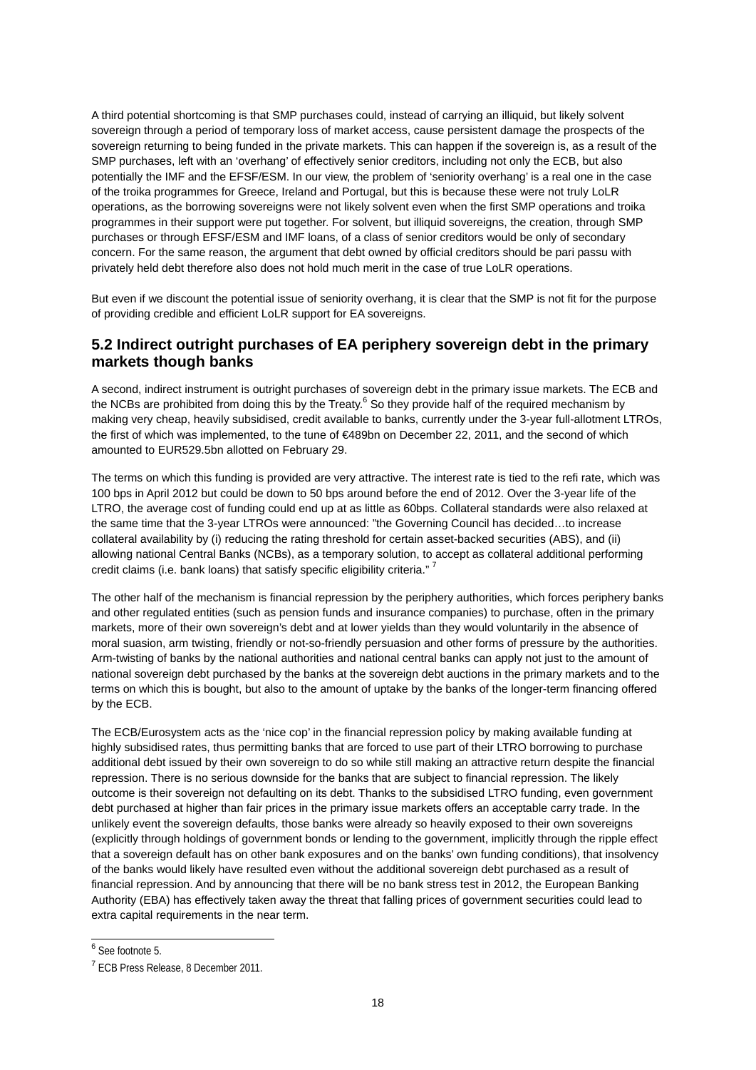A third potential shortcoming is that SMP purchases could, instead of carrying an illiquid, but likely solvent sovereign through a period of temporary loss of market access, cause persistent damage the prospects of the sovereign returning to being funded in the private markets. This can happen if the sovereign is, as a result of the SMP purchases, left with an 'overhang' of effectively senior creditors, including not only the ECB, but also potentially the IMF and the EFSF/ESM. In our view, the problem of 'seniority overhang' is a real one in the case of the troika programmes for Greece, Ireland and Portugal, but this is because these were not truly LoLR operations, as the borrowing sovereigns were not likely solvent even when the first SMP operations and troika programmes in their support were put together. For solvent, but illiquid sovereigns, the creation, through SMP purchases or through EFSF/ESM and IMF loans, of a class of senior creditors would be only of secondary concern. For the same reason, the argument that debt owned by official creditors should be pari passu with privately held debt therefore also does not hold much merit in the case of true LoLR operations.

But even if we discount the potential issue of seniority overhang, it is clear that the SMP is not fit for the purpose of providing credible and efficient LoLR support for EA sovereigns.

## 5.2 Indirect outright purchases of EA periphery sovereign debt in the primary markets though banks

A second, indirect instrument is outright purchases of sovereign debt in the primary issue markets. The ECB and the NCBs are prohibited from doing this by the Treaty.[6] So they provide half of the required mechanism by making very cheap, heavily subsidised, credit available to banks, currently under the 3-year full-allotment LTROs, the first of which was implemented, to the tune of €489bn on December 22, 2011, and the second of which amounted to EUR529.5bn allotted on February 29.

The terms on which this funding is provided are very attractive. The interest rate is tied to the refi rate, which was 100 bps in April 2012 but could be down to 50 bps around before the end of 2012. Over the 3-year life of the LTRO, the average cost of funding could end up at as little as 60bps. Collateral standards were also relaxed at the same time that the 3-year LTROs were announced: "the Governing Council has decided…to increase collateral availability by (i) reducing the rating threshold for certain asset-backed securities (ABS), and (ii) allowing national Central Banks (NCBs), as a temporary solution, to accept as collateral additional performing credit claims (i.e. bank loans) that satisfy specific eligibility criteria." [7]

The other half of the mechanism is financial repression by the periphery authorities, which forces periphery banks and other regulated entities (such as pension funds and insurance companies) to purchase, often in the primary markets, more of their own sovereign's debt and at lower yields than they would voluntarily in the absence of moral suasion, arm twisting, friendly or not-so-friendly persuasion and other forms of pressure by the authorities. Arm-twisting of banks by the national authorities and national central banks can apply not just to the amount of national sovereign debt purchased by the banks at the sovereign debt auctions in the primary markets and to the terms on which this is bought, but also to the amount of uptake by the banks of the longer-term financing offered by the ECB.

The ECB/Eurosystem acts as the 'nice cop' in the financial repression policy by making available funding at highly subsidised rates, thus permitting banks that are forced to use part of their LTRO borrowing to purchase additional debt issued by their own sovereign to do so while still making an attractive return despite the financial repression. There is no serious downside for the banks that are subject to financial repression. The likely outcome is their sovereign not defaulting on its debt. Thanks to the subsidised LTRO funding, even government debt purchased at higher than fair prices in the primary issue markets offers an acceptable carry trade. In the unlikely event the sovereign defaults, those banks were already so heavily exposed to their own sovereigns (explicitly through holdings of government bonds or lending to the government, implicitly through the ripple effect that a sovereign default has on other bank exposures and on the banks' own funding conditions), that insolvency of the banks would likely have resulted even without the additional sovereign debt purchased as a result of financial repression. And by announcing that there will be no bank stress test in 2012, the European Banking Authority (EBA) has effectively taken away the threat that falling prices of government securities could lead to extra capital requirements in the near term.

[6] See footnote 5.

[7] ECB Press Release, 8 December 2011.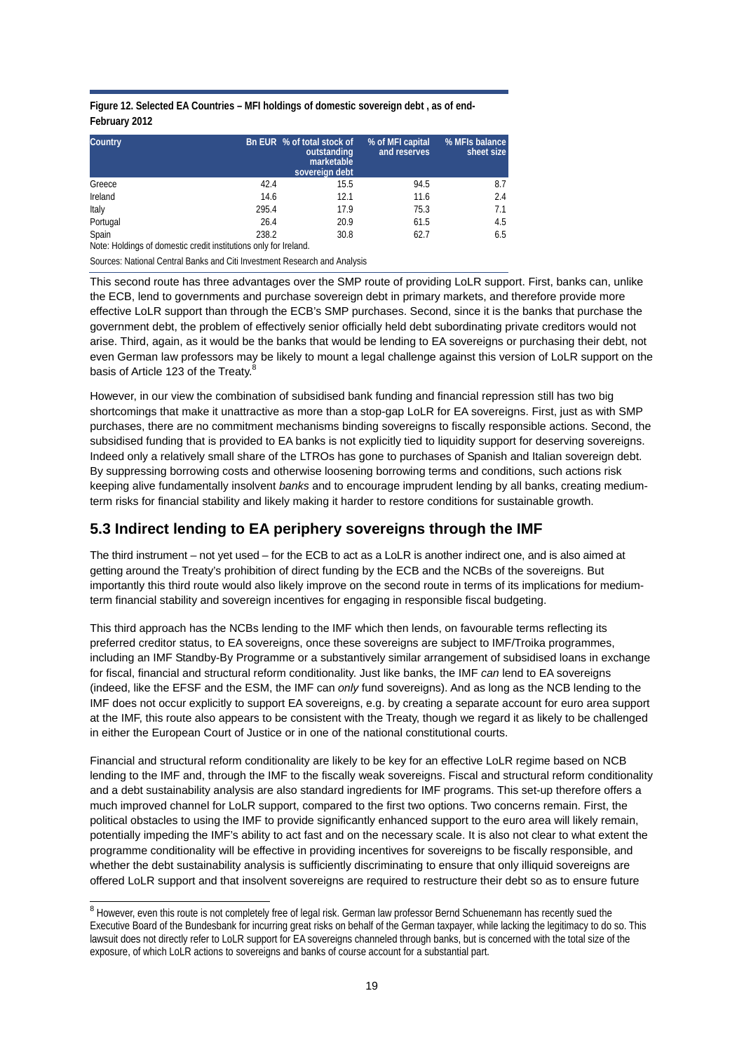**Figure 12. Selected EA Countries – MFI holdings of domestic sovereign debt , as of end-February 2012**

| Country | Bn EUR | % of total stock of outstanding marketable sovereign debt | % of MFI capital and reserves | % MFIs balance sheet size |
|---|---|---|---|---|
| Greece | 42.4 | 15.5 | 94.5 | 8.7 |
| Ireland | 14.6 | 12.1 | 11.6 | 2.4 |
| Italy | 295.4 | 17.9 | 75.3 | 7.1 |
| Portugal | 26.4 | 20.9 | 61.5 | 4.5 |
| Spain | 238.2 | 30.8 | 62.7 | 6.5 |

Note: Holdings of domestic credit institutions only for Ireland.

Sources: National Central Banks and Citi Investment Research and Analysis

This second route has three advantages over the SMP route of providing LoLR support. First, banks can, unlike the ECB, lend to governments and purchase sovereign debt in primary markets, and therefore provide more effective LoLR support than through the ECB's SMP purchases. Second, since it is the banks that purchase the government debt, the problem of effectively senior officially held debt subordinating private creditors would not arise. Third, again, as it would be the banks that would be lending to EA sovereigns or purchasing their debt, not even German law professors may be likely to mount a legal challenge against this version of LoLR support on the basis of Article 123 of the Treaty.[8]

However, in our view the combination of subsidised bank funding and financial repression still has two big shortcomings that make it unattractive as more than a stop-gap LoLR for EA sovereigns. First, just as with SMP purchases, there are no commitment mechanisms binding sovereigns to fiscally responsible actions. Second, the subsidised funding that is provided to EA banks is not explicitly tied to liquidity support for deserving sovereigns. Indeed only a relatively small share of the LTROs has gone to purchases of Spanish and Italian sovereign debt. By suppressing borrowing costs and otherwise loosening borrowing terms and conditions, such actions risk keeping alive fundamentally insolvent *banks* and to encourage imprudent lending by all banks, creating medium-term risks for financial stability and likely making it harder to restore conditions for sustainable growth.

## 5.3 Indirect lending to EA periphery sovereigns through the IMF

The third instrument – not yet used – for the ECB to act as a LoLR is another indirect one, and is also aimed at getting around the Treaty's prohibition of direct funding by the ECB and the NCBs of the sovereigns. But importantly this third route would also likely improve on the second route in terms of its implications for medium-term financial stability and sovereign incentives for engaging in responsible fiscal budgeting.

This third approach has the NCBs lending to the IMF which then lends, on favourable terms reflecting its preferred creditor status, to EA sovereigns, once these sovereigns are subject to IMF/Troika programmes, including an IMF Standby-By Programme or a substantively similar arrangement of subsidised loans in exchange for fiscal, financial and structural reform conditionality. Just like banks, the IMF *can* lend to EA sovereigns (indeed, like the EFSF and the ESM, the IMF can *only* fund sovereigns). And as long as the NCB lending to the IMF does not occur explicitly to support EA sovereigns, e.g. by creating a separate account for euro area support at the IMF, this route also appears to be consistent with the Treaty, though we regard it as likely to be challenged in either the European Court of Justice or in one of the national constitutional courts.

Financial and structural reform conditionality are likely to be key for an effective LoLR regime based on NCB lending to the IMF and, through the IMF to the fiscally weak sovereigns. Fiscal and structural reform conditionality and a debt sustainability analysis are also standard ingredients for IMF programs. This set-up therefore offers a much improved channel for LoLR support, compared to the first two options. Two concerns remain. First, the political obstacles to using the IMF to provide significantly enhanced support to the euro area will likely remain, potentially impeding the IMF's ability to act fast and on the necessary scale. It is also not clear to what extent the programme conditionality will be effective in providing incentives for sovereigns to be fiscally responsible, and whether the debt sustainability analysis is sufficiently discriminating to ensure that only illiquid sovereigns are offered LoLR support and that insolvent sovereigns are required to restructure their debt so as to ensure future

[8] However, even this route is not completely free of legal risk. German law professor Bernd Schuenemann has recently sued the Executive Board of the Bundesbank for incurring great risks on behalf of the German taxpayer, while lacking the legitimacy to do so. This lawsuit does not directly refer to LoLR support for EA sovereigns channeled through banks, but is concerned with the total size of the exposure, of which LoLR actions to sovereigns and banks of course account for a substantial part.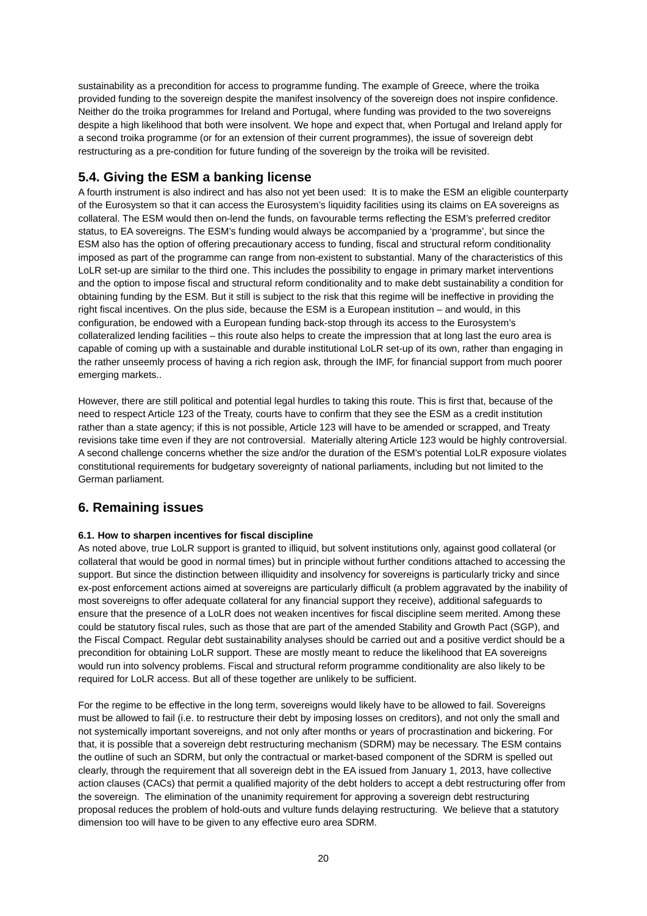sustainability as a precondition for access to programme funding. The example of Greece, where the troika provided funding to the sovereign despite the manifest insolvency of the sovereign does not inspire confidence. Neither do the troika programmes for Ireland and Portugal, where funding was provided to the two sovereigns despite a high likelihood that both were insolvent. We hope and expect that, when Portugal and Ireland apply for a second troika programme (or for an extension of their current programmes), the issue of sovereign debt restructuring as a pre-condition for future funding of the sovereign by the troika will be revisited.

## 5.4. Giving the ESM a banking license

A fourth instrument is also indirect and has also not yet been used: It is to make the ESM an eligible counterparty of the Eurosystem so that it can access the Eurosystem's liquidity facilities using its claims on EA sovereigns as collateral. The ESM would then on-lend the funds, on favourable terms reflecting the ESM's preferred creditor status, to EA sovereigns. The ESM's funding would always be accompanied by a 'programme', but since the ESM also has the option of offering precautionary access to funding, fiscal and structural reform conditionality imposed as part of the programme can range from non-existent to substantial. Many of the characteristics of this LoLR set-up are similar to the third one. This includes the possibility to engage in primary market interventions and the option to impose fiscal and structural reform conditionality and to make debt sustainability a condition for obtaining funding by the ESM. But it still is subject to the risk that this regime will be ineffective in providing the right fiscal incentives. On the plus side, because the ESM is a European institution – and would, in this configuration, be endowed with a European funding back-stop through its access to the Eurosystem's collateralized lending facilities – this route also helps to create the impression that at long last the euro area is capable of coming up with a sustainable and durable institutional LoLR set-up of its own, rather than engaging in the rather unseemly process of having a rich region ask, through the IMF, for financial support from much poorer emerging markets..

However, there are still political and potential legal hurdles to taking this route. This is first that, because of the need to respect Article 123 of the Treaty, courts have to confirm that they see the ESM as a credit institution rather than a state agency; if this is not possible, Article 123 will have to be amended or scrapped, and Treaty revisions take time even if they are not controversial. Materially altering Article 123 would be highly controversial. A second challenge concerns whether the size and/or the duration of the ESM's potential LoLR exposure violates constitutional requirements for budgetary sovereignty of national parliaments, including but not limited to the German parliament.

# 6. Remaining issues

### 6.1. How to sharpen incentives for fiscal discipline

As noted above, true LoLR support is granted to illiquid, but solvent institutions only, against good collateral (or collateral that would be good in normal times) but in principle without further conditions attached to accessing the support. But since the distinction between illiquidity and insolvency for sovereigns is particularly tricky and since ex-post enforcement actions aimed at sovereigns are particularly difficult (a problem aggravated by the inability of most sovereigns to offer adequate collateral for any financial support they receive), additional safeguards to ensure that the presence of a LoLR does not weaken incentives for fiscal discipline seem merited. Among these could be statutory fiscal rules, such as those that are part of the amended Stability and Growth Pact (SGP), and the Fiscal Compact. Regular debt sustainability analyses should be carried out and a positive verdict should be a precondition for obtaining LoLR support. These are mostly meant to reduce the likelihood that EA sovereigns would run into solvency problems. Fiscal and structural reform programme conditionality are also likely to be required for LoLR access. But all of these together are unlikely to be sufficient.

For the regime to be effective in the long term, sovereigns would likely have to be allowed to fail. Sovereigns must be allowed to fail (i.e. to restructure their debt by imposing losses on creditors), and not only the small and not systemically important sovereigns, and not only after months or years of procrastination and bickering. For that, it is possible that a sovereign debt restructuring mechanism (SDRM) may be necessary. The ESM contains the outline of such an SDRM, but only the contractual or market-based component of the SDRM is spelled out clearly, through the requirement that all sovereign debt in the EA issued from January 1, 2013, have collective action clauses (CACs) that permit a qualified majority of the debt holders to accept a debt restructuring offer from the sovereign. The elimination of the unanimity requirement for approving a sovereign debt restructuring proposal reduces the problem of hold-outs and vulture funds delaying restructuring. We believe that a statutory dimension too will have to be given to any effective euro area SDRM.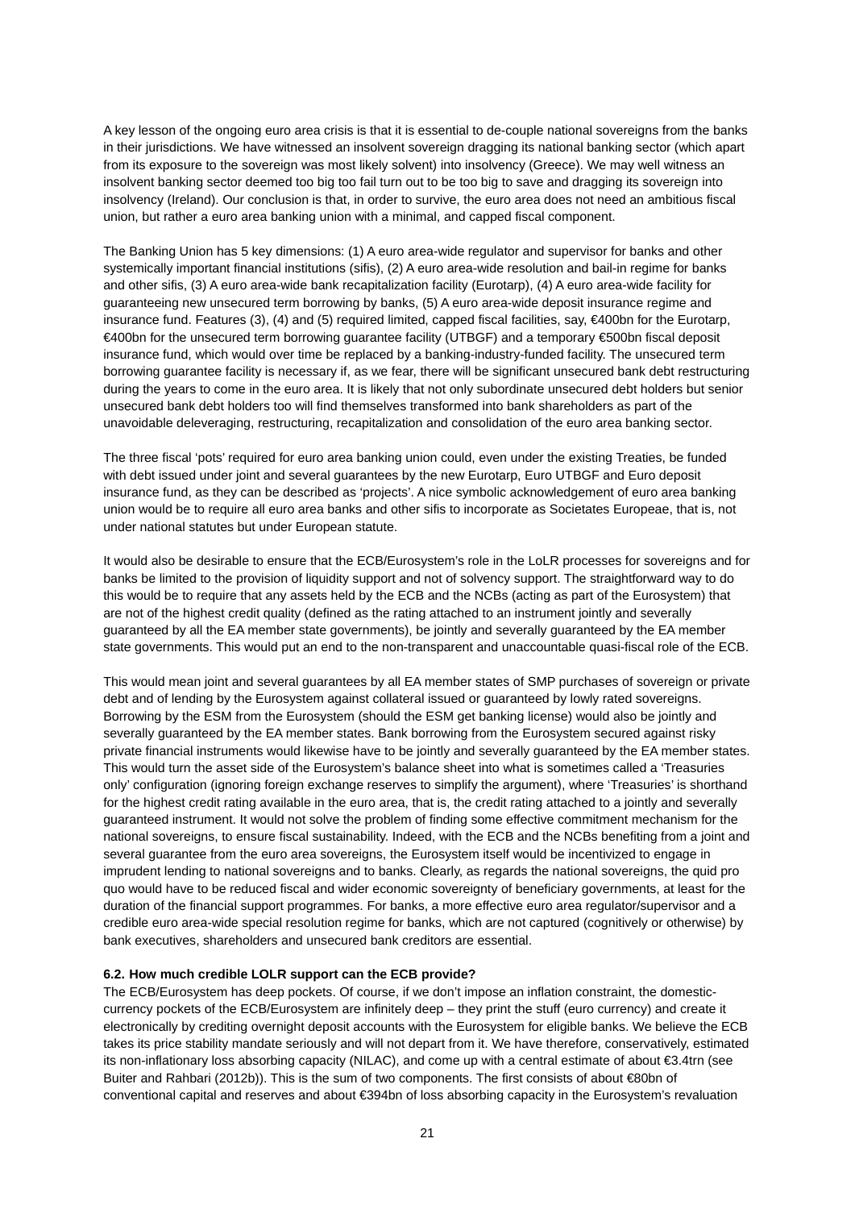A key lesson of the ongoing euro area crisis is that it is essential to de-couple national sovereigns from the banks in their jurisdictions. We have witnessed an insolvent sovereign dragging its national banking sector (which apart from its exposure to the sovereign was most likely solvent) into insolvency (Greece). We may well witness an insolvent banking sector deemed too big too fail turn out to be too big to save and dragging its sovereign into insolvency (Ireland). Our conclusion is that, in order to survive, the euro area does not need an ambitious fiscal union, but rather a euro area banking union with a minimal, and capped fiscal component.

The Banking Union has 5 key dimensions: (1) A euro area-wide regulator and supervisor for banks and other systemically important financial institutions (sifis), (2) A euro area-wide resolution and bail-in regime for banks and other sifis, (3) A euro area-wide bank recapitalization facility (Eurotarp), (4) A euro area-wide facility for guaranteeing new unsecured term borrowing by banks, (5) A euro area-wide deposit insurance regime and insurance fund. Features (3), (4) and (5) required limited, capped fiscal facilities, say, €400bn for the Eurotarp, €400bn for the unsecured term borrowing guarantee facility (UTBGF) and a temporary €500bn fiscal deposit insurance fund, which would over time be replaced by a banking-industry-funded facility. The unsecured term borrowing guarantee facility is necessary if, as we fear, there will be significant unsecured bank debt restructuring during the years to come in the euro area. It is likely that not only subordinate unsecured debt holders but senior unsecured bank debt holders too will find themselves transformed into bank shareholders as part of the unavoidable deleveraging, restructuring, recapitalization and consolidation of the euro area banking sector.

The three fiscal 'pots' required for euro area banking union could, even under the existing Treaties, be funded with debt issued under joint and several guarantees by the new Eurotarp, Euro UTBGF and Euro deposit insurance fund, as they can be described as 'projects'. A nice symbolic acknowledgement of euro area banking union would be to require all euro area banks and other sifis to incorporate as Societates Europeae, that is, not under national statutes but under European statute.

It would also be desirable to ensure that the ECB/Eurosystem's role in the LoLR processes for sovereigns and for banks be limited to the provision of liquidity support and not of solvency support. The straightforward way to do this would be to require that any assets held by the ECB and the NCBs (acting as part of the Eurosystem) that are not of the highest credit quality (defined as the rating attached to an instrument jointly and severally guaranteed by all the EA member state governments), be jointly and severally guaranteed by the EA member state governments. This would put an end to the non-transparent and unaccountable quasi-fiscal role of the ECB.

This would mean joint and several guarantees by all EA member states of SMP purchases of sovereign or private debt and of lending by the Eurosystem against collateral issued or guaranteed by lowly rated sovereigns. Borrowing by the ESM from the Eurosystem (should the ESM get banking license) would also be jointly and severally guaranteed by the EA member states. Bank borrowing from the Eurosystem secured against risky private financial instruments would likewise have to be jointly and severally guaranteed by the EA member states. This would turn the asset side of the Eurosystem's balance sheet into what is sometimes called a 'Treasuries only' configuration (ignoring foreign exchange reserves to simplify the argument), where 'Treasuries' is shorthand for the highest credit rating available in the euro area, that is, the credit rating attached to a jointly and severally guaranteed instrument. It would not solve the problem of finding some effective commitment mechanism for the national sovereigns, to ensure fiscal sustainability. Indeed, with the ECB and the NCBs benefiting from a joint and several guarantee from the euro area sovereigns, the Eurosystem itself would be incentivized to engage in imprudent lending to national sovereigns and to banks. Clearly, as regards the national sovereigns, the quid pro quo would have to be reduced fiscal and wider economic sovereignty of beneficiary governments, at least for the duration of the financial support programmes. For banks, a more effective euro area regulator/supervisor and a credible euro area-wide special resolution regime for banks, which are not captured (cognitively or otherwise) by bank executives, shareholders and unsecured bank creditors are essential.

**6.2. How much credible LOLR support can the ECB provide?**

The ECB/Eurosystem has deep pockets. Of course, if we don't impose an inflation constraint, the domestic-currency pockets of the ECB/Eurosystem are infinitely deep – they print the stuff (euro currency) and create it electronically by crediting overnight deposit accounts with the Eurosystem for eligible banks. We believe the ECB takes its price stability mandate seriously and will not depart from it. We have therefore, conservatively, estimated its non-inflationary loss absorbing capacity (NILAC), and come up with a central estimate of about €3.4trn (see Buiter and Rahbari (2012b)). This is the sum of two components. The first consists of about €80bn of conventional capital and reserves and about €394bn of loss absorbing capacity in the Eurosystem's revaluation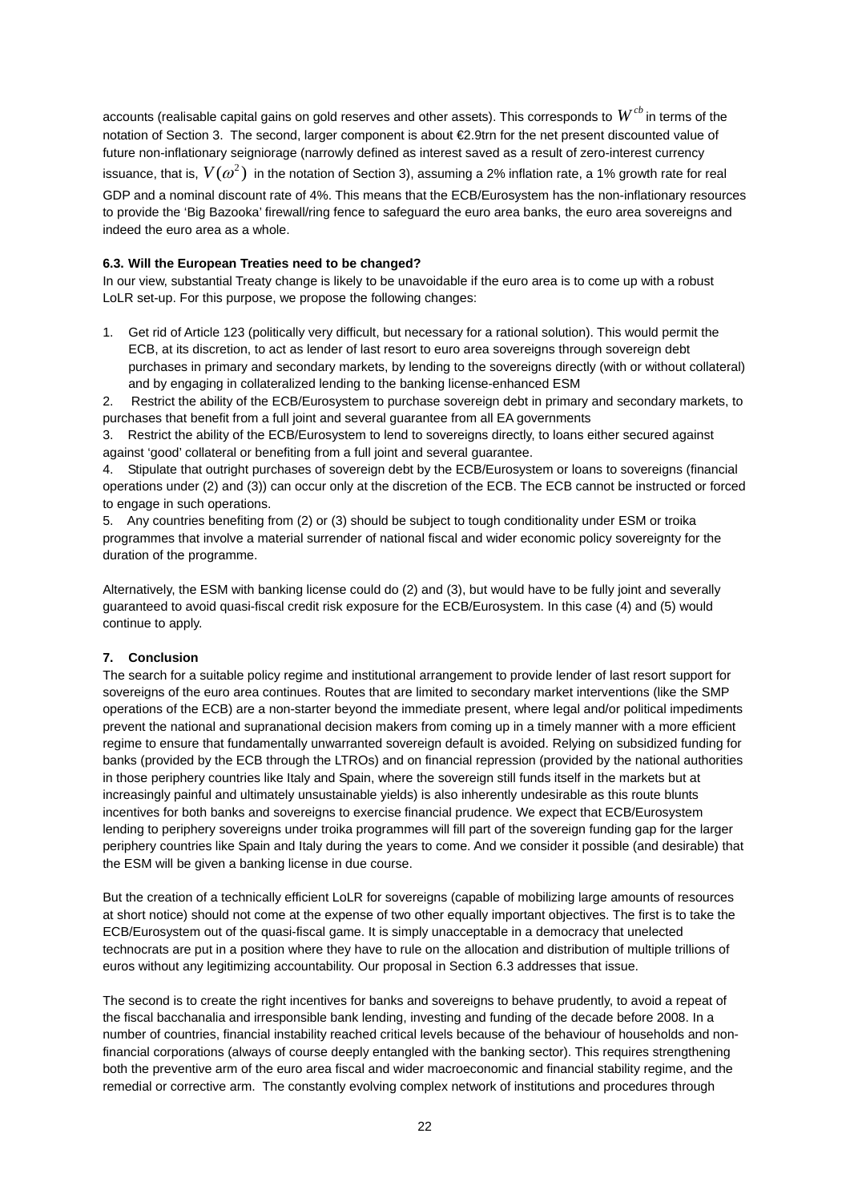accounts (realisable capital gains on gold reserves and other assets). This corresponds to $W^{cb}$ in terms of the notation of Section 3. The second, larger component is about €2.9trn for the net present discounted value of future non-inflationary seigniorage (narrowly defined as interest saved as a result of zero-interest currency issuance, that is, $V(\omega^2)$ in the notation of Section 3), assuming a 2% inflation rate, a 1% growth rate for real GDP and a nominal discount rate of 4%. This means that the ECB/Eurosystem has the non-inflationary resources to provide the 'Big Bazooka' firewall/ring fence to safeguard the euro area banks, the euro area sovereigns and indeed the euro area as a whole.

### 6.3. Will the European Treaties need to be changed?

In our view, substantial Treaty change is likely to be unavoidable if the euro area is to come up with a robust LoLR set-up. For this purpose, we propose the following changes:

1. Get rid of Article 123 (politically very difficult, but necessary for a rational solution). This would permit the ECB, at its discretion, to act as lender of last resort to euro area sovereigns through sovereign debt purchases in primary and secondary markets, by lending to the sovereigns directly (with or without collateral) and by engaging in collateralized lending to the banking license-enhanced ESM
2. Restrict the ability of the ECB/Eurosystem to purchase sovereign debt in primary and secondary markets, to purchases that benefit from a full joint and several guarantee from all EA governments
3. Restrict the ability of the ECB/Eurosystem to lend to sovereigns directly, to loans either secured against against 'good' collateral or benefiting from a full joint and several guarantee.
4. Stipulate that outright purchases of sovereign debt by the ECB/Eurosystem or loans to sovereigns (financial operations under (2) and (3)) can occur only at the discretion of the ECB. The ECB cannot be instructed or forced to engage in such operations.
5. Any countries benefiting from (2) or (3) should be subject to tough conditionality under ESM or troika programmes that involve a material surrender of national fiscal and wider economic policy sovereignty for the duration of the programme.

Alternatively, the ESM with banking license could do (2) and (3), but would have to be fully joint and severally guaranteed to avoid quasi-fiscal credit risk exposure for the ECB/Eurosystem. In this case (4) and (5) would continue to apply.

## 7. Conclusion

The search for a suitable policy regime and institutional arrangement to provide lender of last resort support for sovereigns of the euro area continues. Routes that are limited to secondary market interventions (like the SMP operations of the ECB) are a non-starter beyond the immediate present, where legal and/or political impediments prevent the national and supranational decision makers from coming up in a timely manner with a more efficient regime to ensure that fundamentally unwarranted sovereign default is avoided. Relying on subsidized funding for banks (provided by the ECB through the LTROs) and on financial repression (provided by the national authorities in those periphery countries like Italy and Spain, where the sovereign still funds itself in the markets but at increasingly painful and ultimately unsustainable yields) is also inherently undesirable as this route blunts incentives for both banks and sovereigns to exercise financial prudence. We expect that ECB/Eurosystem lending to periphery sovereigns under troika programmes will fill part of the sovereign funding gap for the larger periphery countries like Spain and Italy during the years to come. And we consider it possible (and desirable) that the ESM will be given a banking license in due course.

But the creation of a technically efficient LoLR for sovereigns (capable of mobilizing large amounts of resources at short notice) should not come at the expense of two other equally important objectives. The first is to take the ECB/Eurosystem out of the quasi-fiscal game. It is simply unacceptable in a democracy that unelected technocrats are put in a position where they have to rule on the allocation and distribution of multiple trillions of euros without any legitimizing accountability. Our proposal in Section 6.3 addresses that issue.

The second is to create the right incentives for banks and sovereigns to behave prudently, to avoid a repeat of the fiscal bacchanalia and irresponsible bank lending, investing and funding of the decade before 2008. In a number of countries, financial instability reached critical levels because of the behaviour of households and non-financial corporations (always of course deeply entangled with the banking sector). This requires strengthening both the preventive arm of the euro area fiscal and wider macroeconomic and financial stability regime, and the remedial or corrective arm. The constantly evolving complex network of institutions and procedures through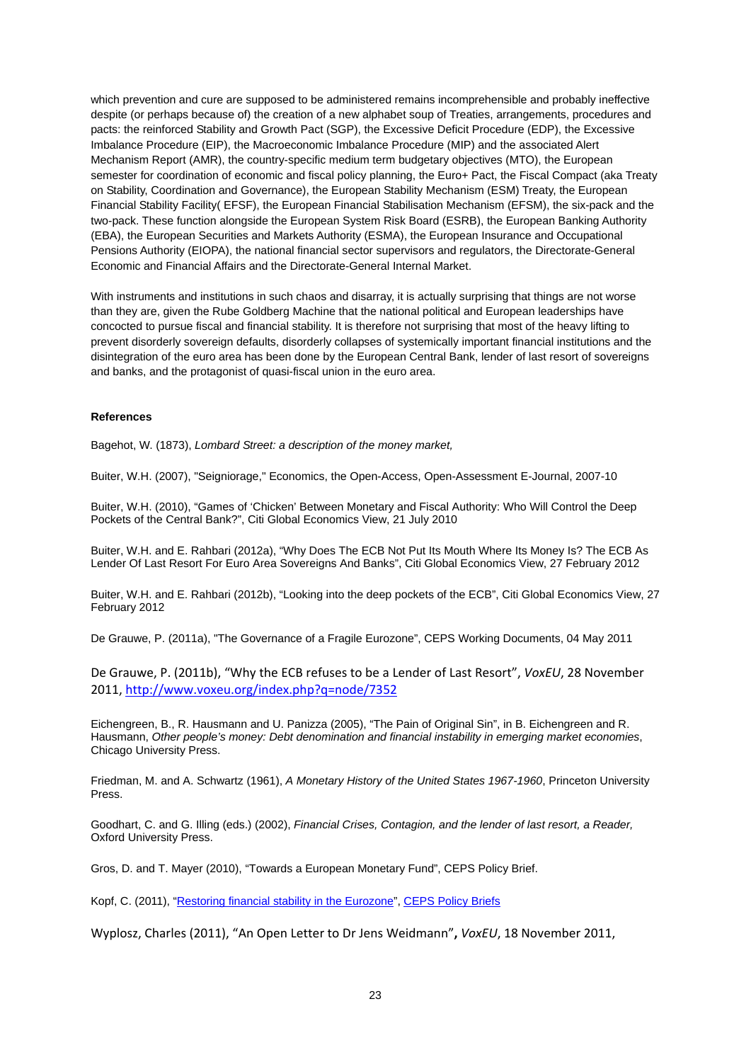which prevention and cure are supposed to be administered remains incomprehensible and probably ineffective despite (or perhaps because of) the creation of a new alphabet soup of Treaties, arrangements, procedures and pacts: the reinforced Stability and Growth Pact (SGP), the Excessive Deficit Procedure (EDP), the Excessive Imbalance Procedure (EIP), the Macroeconomic Imbalance Procedure (MIP) and the associated Alert Mechanism Report (AMR), the country-specific medium term budgetary objectives (MTO), the European semester for coordination of economic and fiscal policy planning, the Euro+ Pact, the Fiscal Compact (aka Treaty on Stability, Coordination and Governance), the European Stability Mechanism (ESM) Treaty, the European Financial Stability Facility( EFSF), the European Financial Stabilisation Mechanism (EFSM), the six-pack and the two-pack. These function alongside the European System Risk Board (ESRB), the European Banking Authority (EBA), the European Securities and Markets Authority (ESMA), the European Insurance and Occupational Pensions Authority (EIOPA), the national financial sector supervisors and regulators, the Directorate-General Economic and Financial Affairs and the Directorate-General Internal Market.

With instruments and institutions in such chaos and disarray, it is actually surprising that things are not worse than they are, given the Rube Goldberg Machine that the national political and European leaderships have concocted to pursue fiscal and financial stability. It is therefore not surprising that most of the heavy lifting to prevent disorderly sovereign defaults, disorderly collapses of systemically important financial institutions and the disintegration of the euro area has been done by the European Central Bank, lender of last resort of sovereigns and banks, and the protagonist of quasi-fiscal union in the euro area.

**References**

Bagehot, W. (1873), *Lombard Street: a description of the money market,*

Buiter, W.H. (2007), "Seigniorage," Economics, the Open-Access, Open-Assessment E-Journal, 2007-10

Buiter, W.H. (2010), "Games of 'Chicken' Between Monetary and Fiscal Authority: Who Will Control the Deep Pockets of the Central Bank?", Citi Global Economics View, 21 July 2010

Buiter, W.H. and E. Rahbari (2012a), "Why Does The ECB Not Put Its Mouth Where Its Money Is? The ECB As Lender Of Last Resort For Euro Area Sovereigns And Banks", Citi Global Economics View, 27 February 2012

Buiter, W.H. and E. Rahbari (2012b), "Looking into the deep pockets of the ECB", Citi Global Economics View, 27 February 2012

De Grauwe, P. (2011a), "The Governance of a Fragile Eurozone", CEPS Working Documents, 04 May 2011

De Grauwe, P. (2011b), "Why the ECB refuses to be a Lender of Last Resort", *VoxEU*, 28 November 2011, http://www.voxeu.org/index.php?q=node/7352

Eichengreen, B., R. Hausmann and U. Panizza (2005), "The Pain of Original Sin", in B. Eichengreen and R. Hausmann, *Other people's money: Debt denomination and financial instability in emerging market economies*, Chicago University Press.

Friedman, M. and A. Schwartz (1961), *A Monetary History of the United States 1967-1960*, Princeton University Press.

Goodhart, C. and G. Illing (eds.) (2002), *Financial Crises, Contagion, and the lender of last resort, a Reader,* Oxford University Press.

Gros, D. and T. Mayer (2010), "Towards a European Monetary Fund", CEPS Policy Brief.

Kopf, C. (2011), "Restoring financial stability in the Eurozone", CEPS Policy Briefs

Wyplosz, Charles (2011), "An Open Letter to Dr Jens Weidmann", *VoxEU*, 18 November 2011,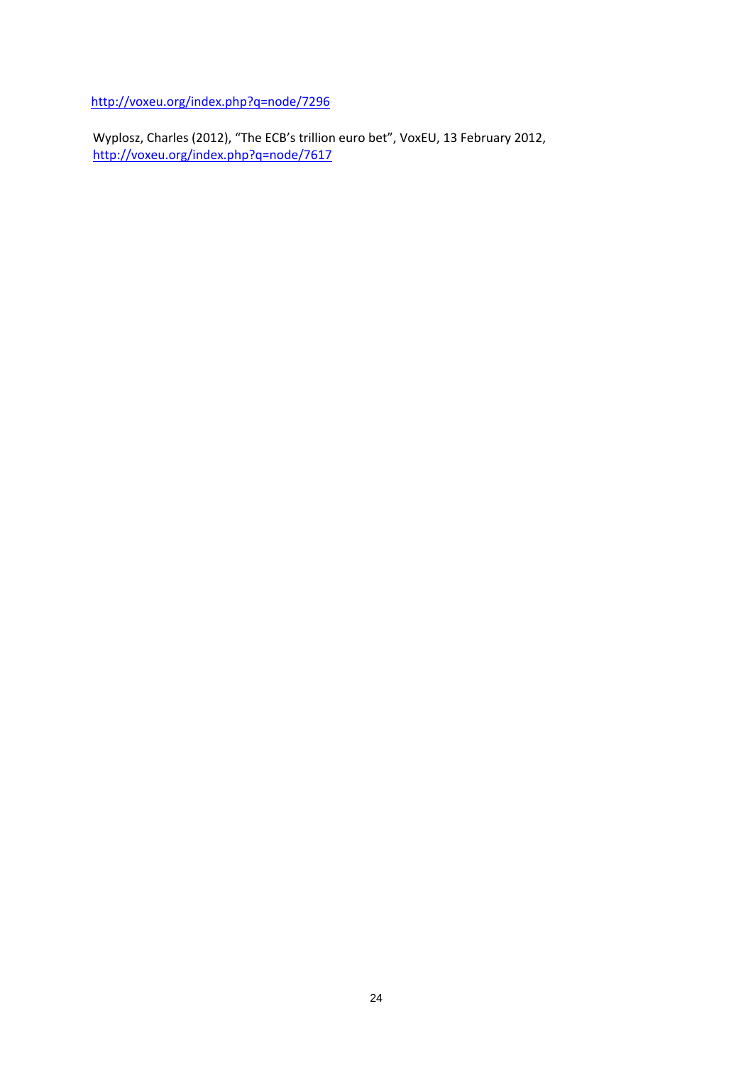http://voxeu.org/index.php?q=node/7296

Wyplosz, Charles (2012), "The ECB's trillion euro bet", VoxEU, 13 February 2012, http://voxeu.org/index.php?q=node/7617